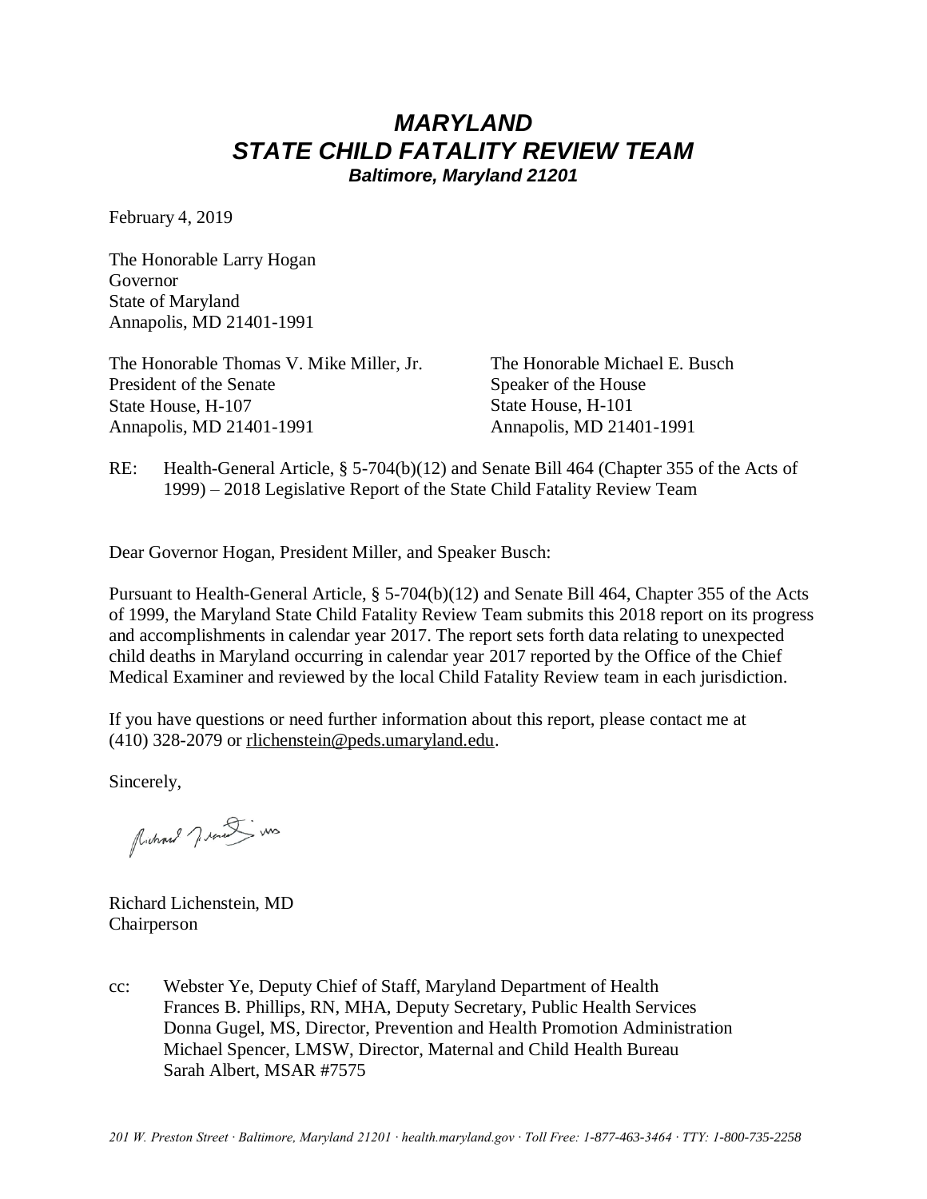# *MARYLAND*
# *STATE CHILD FATALITY REVIEW TEAM*
***Baltimore, Maryland 21201***

February 4, 2019

The Honorable Larry Hogan
Governor
State of Maryland
Annapolis, MD 21401-1991

The Honorable Thomas V. Mike Miller, Jr.
President of the Senate
State House, H-107
Annapolis, MD 21401-1991

The Honorable Michael E. Busch
Speaker of the House
State House, H-101
Annapolis, MD 21401-1991

RE: Health-General Article, § 5-704(b)(12) and Senate Bill 464 (Chapter 355 of the Acts of 1999) – 2018 Legislative Report of the State Child Fatality Review Team

Dear Governor Hogan, President Miller, and Speaker Busch:

Pursuant to Health-General Article, § 5-704(b)(12) and Senate Bill 464, Chapter 355 of the Acts of 1999, the Maryland State Child Fatality Review Team submits this 2018 report on its progress and accomplishments in calendar year 2017. The report sets forth data relating to unexpected child deaths in Maryland occurring in calendar year 2017 reported by the Office of the Chief Medical Examiner and reviewed by the local Child Fatality Review team in each jurisdiction.

If you have questions or need further information about this report, please contact me at (410) 328-2079 or rlichenstein@peds.umaryland.edu.

Sincerely,

Richard Lichenstein, MD
Chairperson

cc: Webster Ye, Deputy Chief of Staff, Maryland Department of Health
Frances B. Phillips, RN, MHA, Deputy Secretary, Public Health Services
Donna Gugel, MS, Director, Prevention and Health Promotion Administration
Michael Spencer, LMSW, Director, Maternal and Child Health Bureau
Sarah Albert, MSAR #7575

*201 W. Preston Street · Baltimore, Maryland 21201 · health.maryland.gov · Toll Free: 1-877-463-3464 · TTY: 1-800-735-2258*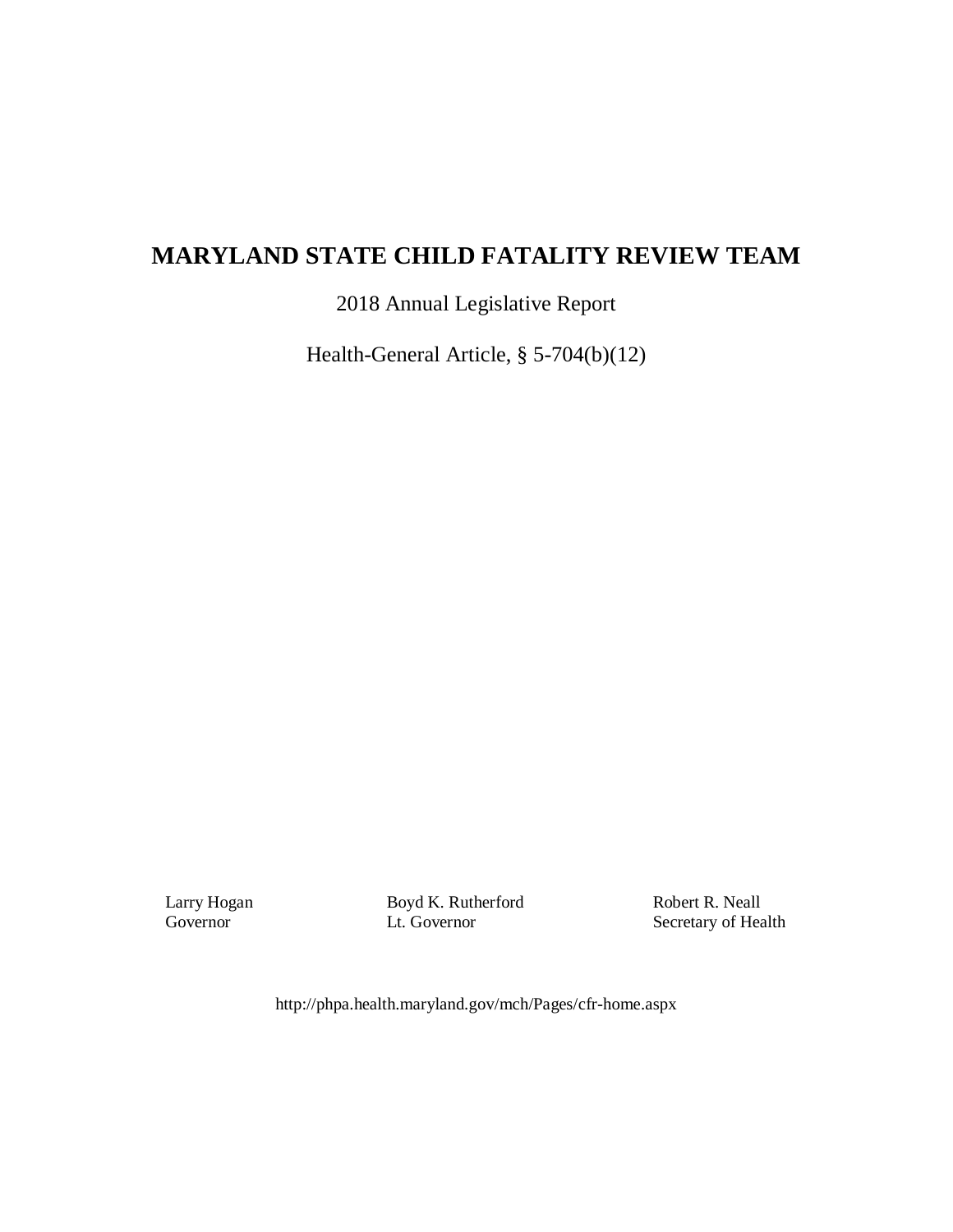# MARYLAND STATE CHILD FATALITY REVIEW TEAM

2018 Annual Legislative Report

Health-General Article, § 5-704(b)(12)

| Larry Hogan | Boyd K. Rutherford | Robert R. Neall |
|---|---|---|
| Governor | Lt. Governor | Secretary of Health |

http://phpa.health.maryland.gov/mch/Pages/cfr-home.aspx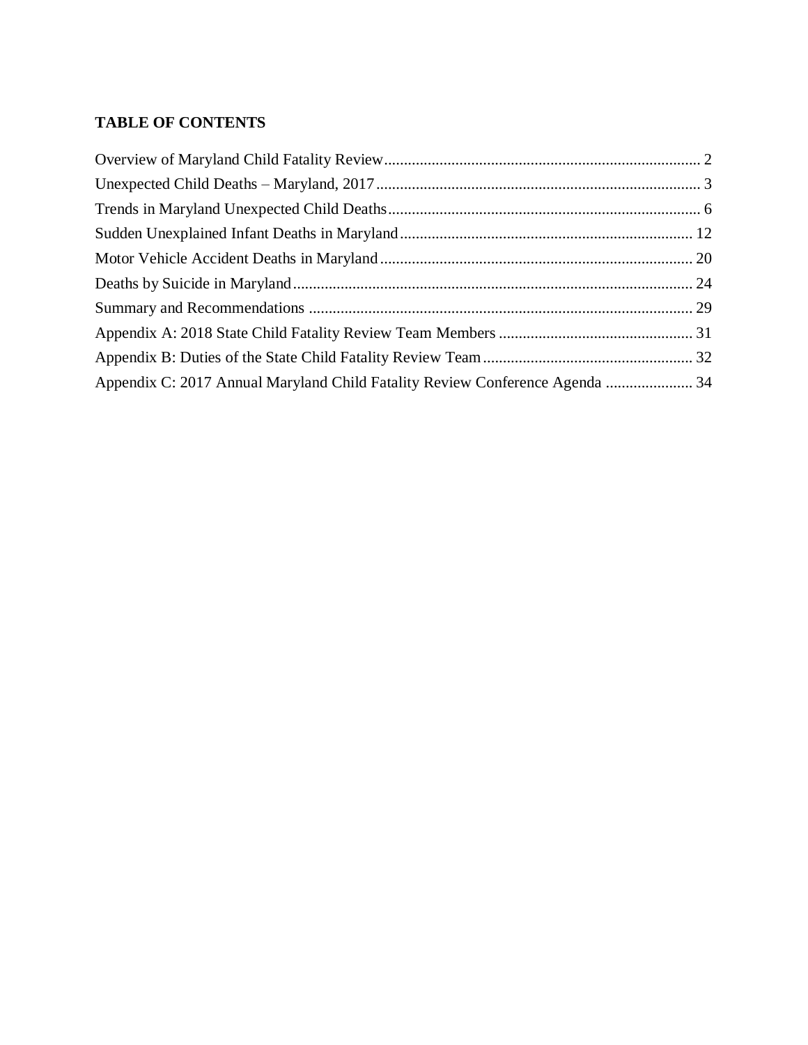**TABLE OF CONTENTS**

Overview of Maryland Child Fatality Review ............................................................................... 2
Unexpected Child Deaths – Maryland, 2017 ................................................................................ 3
Trends in Maryland Unexpected Child Deaths .............................................................................. 6
Sudden Unexplained Infant Deaths in Maryland ......................................................................... 12
Motor Vehicle Accident Deaths in Maryland .............................................................................. 20
Deaths by Suicide in Maryland .................................................................................................... 24
Summary and Recommendations ................................................................................................. 29
Appendix A: 2018 State Child Fatality Review Team Members ................................................. 31
Appendix B: Duties of the State Child Fatality Review Team ..................................................... 32
Appendix C: 2017 Annual Maryland Child Fatality Review Conference Agenda ...................... 34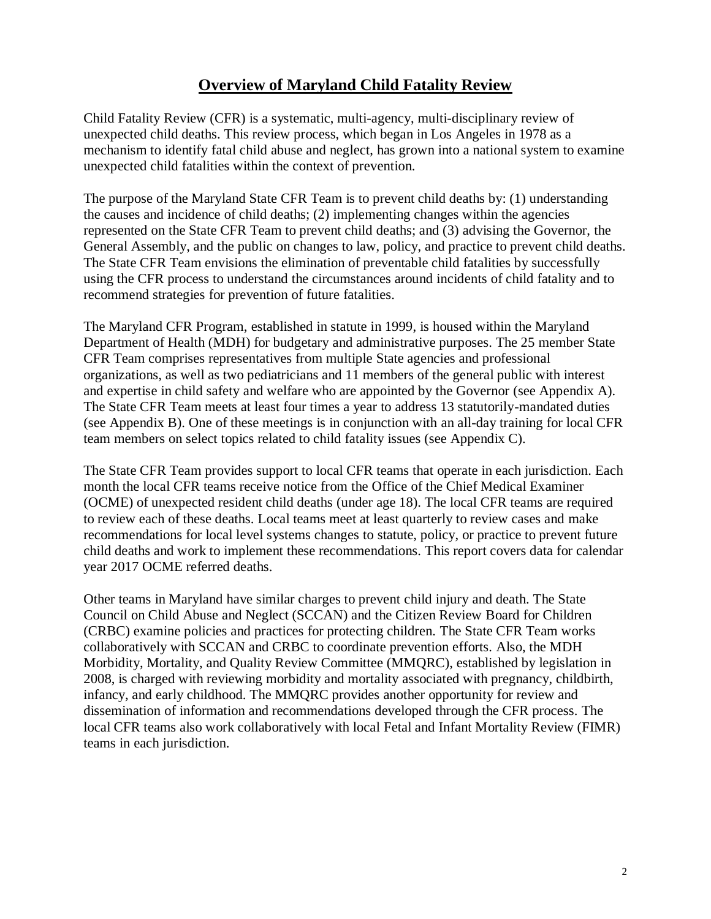# Overview of Maryland Child Fatality Review

Child Fatality Review (CFR) is a systematic, multi-agency, multi-disciplinary review of unexpected child deaths. This review process, which began in Los Angeles in 1978 as a mechanism to identify fatal child abuse and neglect, has grown into a national system to examine unexpected child fatalities within the context of prevention.

The purpose of the Maryland State CFR Team is to prevent child deaths by: (1) understanding the causes and incidence of child deaths; (2) implementing changes within the agencies represented on the State CFR Team to prevent child deaths; and (3) advising the Governor, the General Assembly, and the public on changes to law, policy, and practice to prevent child deaths. The State CFR Team envisions the elimination of preventable child fatalities by successfully using the CFR process to understand the circumstances around incidents of child fatality and to recommend strategies for prevention of future fatalities.

The Maryland CFR Program, established in statute in 1999, is housed within the Maryland Department of Health (MDH) for budgetary and administrative purposes. The 25 member State CFR Team comprises representatives from multiple State agencies and professional organizations, as well as two pediatricians and 11 members of the general public with interest and expertise in child safety and welfare who are appointed by the Governor (see Appendix A). The State CFR Team meets at least four times a year to address 13 statutorily-mandated duties (see Appendix B). One of these meetings is in conjunction with an all-day training for local CFR team members on select topics related to child fatality issues (see Appendix C).

The State CFR Team provides support to local CFR teams that operate in each jurisdiction. Each month the local CFR teams receive notice from the Office of the Chief Medical Examiner (OCME) of unexpected resident child deaths (under age 18). The local CFR teams are required to review each of these deaths. Local teams meet at least quarterly to review cases and make recommendations for local level systems changes to statute, policy, or practice to prevent future child deaths and work to implement these recommendations. This report covers data for calendar year 2017 OCME referred deaths.

Other teams in Maryland have similar charges to prevent child injury and death. The State Council on Child Abuse and Neglect (SCCAN) and the Citizen Review Board for Children (CRBC) examine policies and practices for protecting children. The State CFR Team works collaboratively with SCCAN and CRBC to coordinate prevention efforts. Also, the MDH Morbidity, Mortality, and Quality Review Committee (MMQRC), established by legislation in 2008, is charged with reviewing morbidity and mortality associated with pregnancy, childbirth, infancy, and early childhood. The MMQRC provides another opportunity for review and dissemination of information and recommendations developed through the CFR process. The local CFR teams also work collaboratively with local Fetal and Infant Mortality Review (FIMR) teams in each jurisdiction.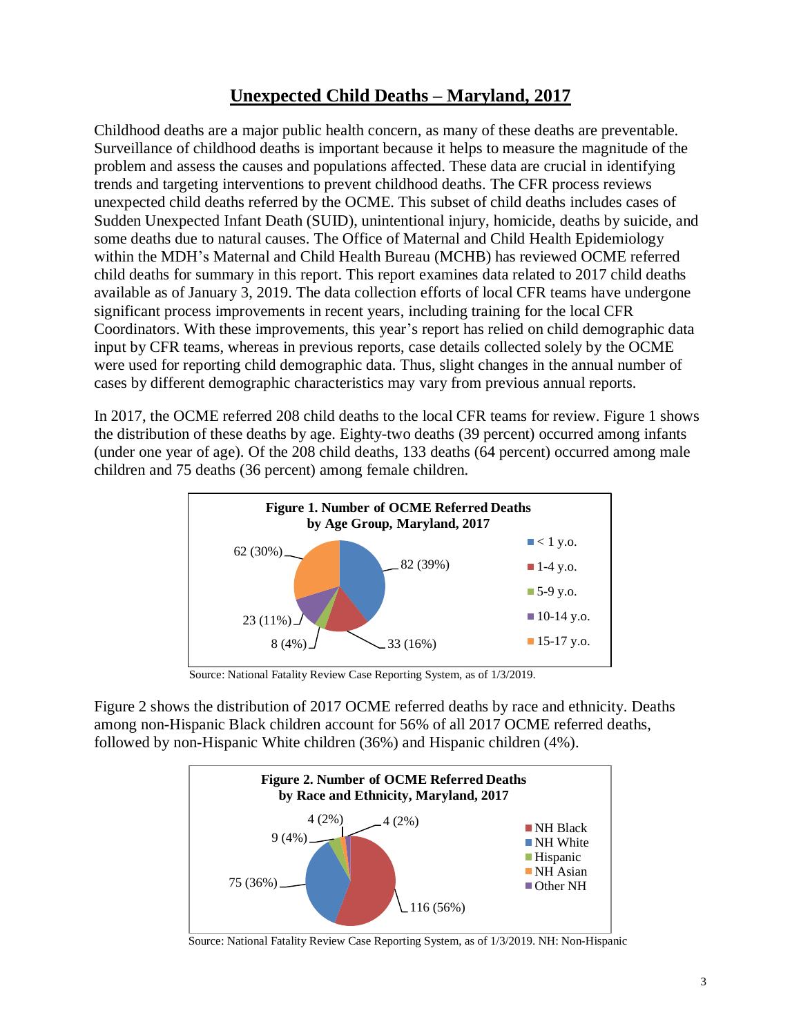# Unexpected Child Deaths – Maryland, 2017

Childhood deaths are a major public health concern, as many of these deaths are preventable. Surveillance of childhood deaths is important because it helps to measure the magnitude of the problem and assess the causes and populations affected. These data are crucial in identifying trends and targeting interventions to prevent childhood deaths. The CFR process reviews unexpected child deaths referred by the OCME. This subset of child deaths includes cases of Sudden Unexpected Infant Death (SUID), unintentional injury, homicide, deaths by suicide, and some deaths due to natural causes. The Office of Maternal and Child Health Epidemiology within the MDH's Maternal and Child Health Bureau (MCHB) has reviewed OCME referred child deaths for summary in this report. This report examines data related to 2017 child deaths available as of January 3, 2019. The data collection efforts of local CFR teams have undergone significant process improvements in recent years, including training for the local CFR Coordinators. With these improvements, this year's report has relied on child demographic data input by CFR teams, whereas in previous reports, case details collected solely by the OCME were used for reporting child demographic data. Thus, slight changes in the annual number of cases by different demographic characteristics may vary from previous annual reports.

In 2017, the OCME referred 208 child deaths to the local CFR teams for review. Figure 1 shows the distribution of these deaths by age. Eighty-two deaths (39 percent) occurred among infants (under one year of age). Of the 208 child deaths, 133 deaths (64 percent) occurred among male children and 75 deaths (36 percent) among female children.

**Figure 1. Number of OCME Referred Deaths by Age Group, Maryland, 2017**

| Age Group | Number (%) |
|---|---|
| < 1 y.o. | 82 (39%) |
| 1-4 y.o. | 33 (16%) |
| 5-9 y.o. | 8 (4%) |
| 10-14 y.o. | 23 (11%) |
| 15-17 y.o. | 62 (30%) |

Source: National Fatality Review Case Reporting System, as of 1/3/2019.

Figure 2 shows the distribution of 2017 OCME referred deaths by race and ethnicity. Deaths among non-Hispanic Black children account for 56% of all 2017 OCME referred deaths, followed by non-Hispanic White children (36%) and Hispanic children (4%).

**Figure 2. Number of OCME Referred Deaths by Race and Ethnicity, Maryland, 2017**

| Race/Ethnicity | Number (%) |
|---|---|
| NH Black | 116 (56%) |
| NH White | 75 (36%) |
| Hispanic | 9 (4%) |
| NH Asian | 4 (2%) |
| Other NH | 4 (2%) |

Source: National Fatality Review Case Reporting System, as of 1/3/2019. NH: Non-Hispanic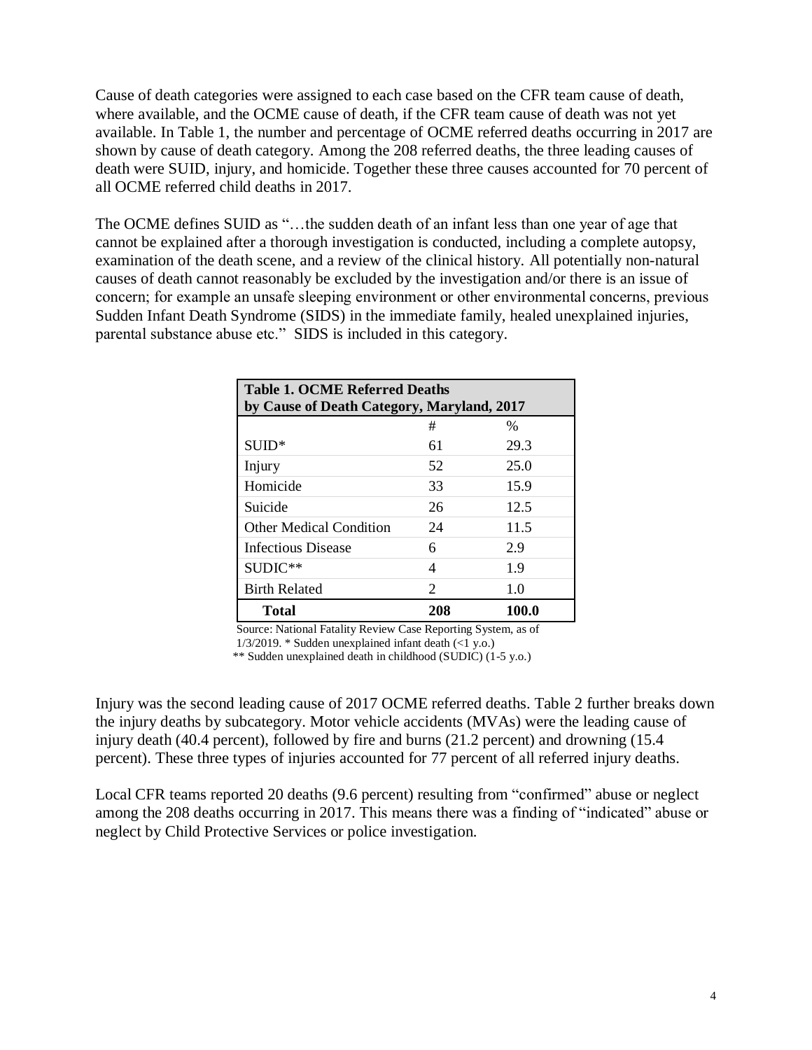Cause of death categories were assigned to each case based on the CFR team cause of death, where available, and the OCME cause of death, if the CFR team cause of death was not yet available. In Table 1, the number and percentage of OCME referred deaths occurring in 2017 are shown by cause of death category. Among the 208 referred deaths, the three leading causes of death were SUID, injury, and homicide. Together these three causes accounted for 70 percent of all OCME referred child deaths in 2017.

The OCME defines SUID as "…the sudden death of an infant less than one year of age that cannot be explained after a thorough investigation is conducted, including a complete autopsy, examination of the death scene, and a review of the clinical history. All potentially non-natural causes of death cannot reasonably be excluded by the investigation and/or there is an issue of concern; for example an unsafe sleeping environment or other environmental concerns, previous Sudden Infant Death Syndrome (SIDS) in the immediate family, healed unexplained injuries, parental substance abuse etc." SIDS is included in this category.

**Table 1. OCME Referred Deaths by Cause of Death Category, Maryland, 2017**

| | # | % |
|---|---|---|
| SUID* | 61 | 29.3 |
| Injury | 52 | 25.0 |
| Homicide | 33 | 15.9 |
| Suicide | 26 | 12.5 |
| Other Medical Condition | 24 | 11.5 |
| Infectious Disease | 6 | 2.9 |
| SUDIC** | 4 | 1.9 |
| Birth Related | 2 | 1.0 |
| **Total** | **208** | **100.0** |

Source: National Fatality Review Case Reporting System, as of 1/3/2019. * Sudden unexplained infant death (<1 y.o.)
** Sudden unexplained death in childhood (SUDIC) (1-5 y.o.)

Injury was the second leading cause of 2017 OCME referred deaths. Table 2 further breaks down the injury deaths by subcategory. Motor vehicle accidents (MVAs) were the leading cause of injury death (40.4 percent), followed by fire and burns (21.2 percent) and drowning (15.4 percent). These three types of injuries accounted for 77 percent of all referred injury deaths.

Local CFR teams reported 20 deaths (9.6 percent) resulting from "confirmed" abuse or neglect among the 208 deaths occurring in 2017. This means there was a finding of "indicated" abuse or neglect by Child Protective Services or police investigation.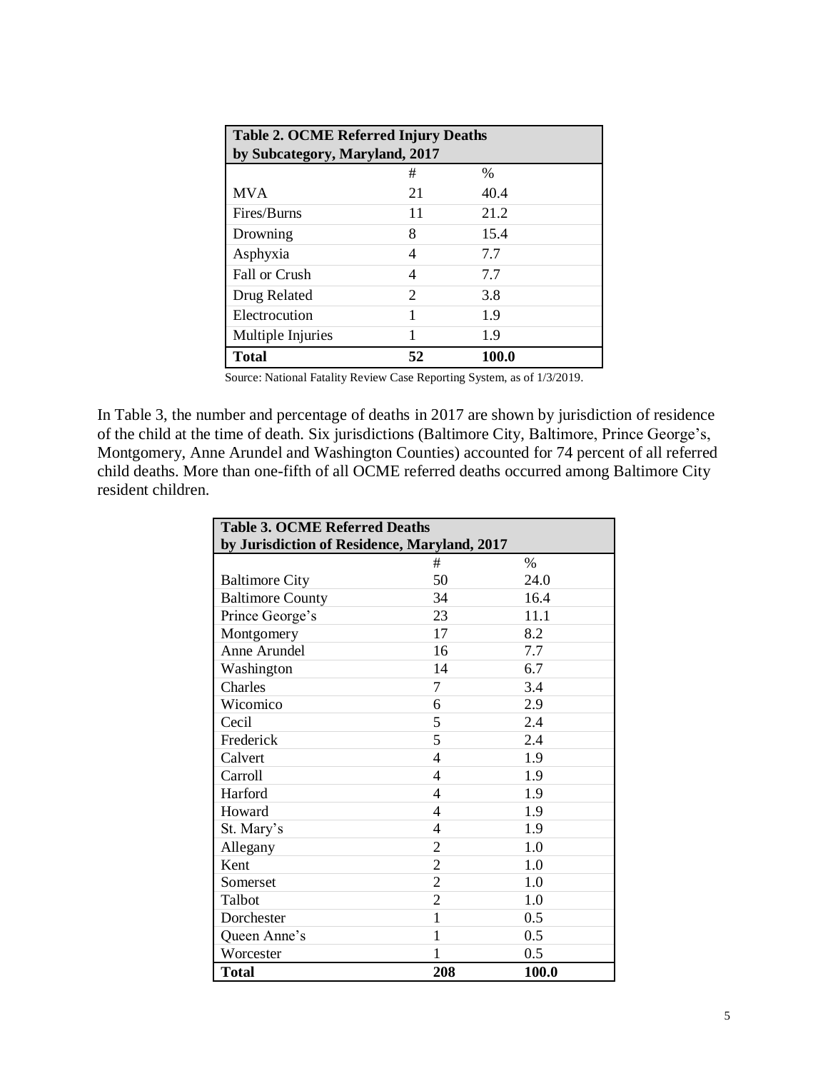| Table 2. OCME Referred Injury Deaths by Subcategory, Maryland, 2017 | | |
|---|---|---|
| | # | % |
| MVA | 21 | 40.4 |
| Fires/Burns | 11 | 21.2 |
| Drowning | 8 | 15.4 |
| Asphyxia | 4 | 7.7 |
| Fall or Crush | 4 | 7.7 |
| Drug Related | 2 | 3.8 |
| Electrocution | 1 | 1.9 |
| Multiple Injuries | 1 | 1.9 |
| **Total** | **52** | **100.0** |

Source: National Fatality Review Case Reporting System, as of 1/3/2019.

In Table 3, the number and percentage of deaths in 2017 are shown by jurisdiction of residence of the child at the time of death. Six jurisdictions (Baltimore City, Baltimore, Prince George's, Montgomery, Anne Arundel and Washington Counties) accounted for 74 percent of all referred child deaths. More than one-fifth of all OCME referred deaths occurred among Baltimore City resident children.

| Table 3. OCME Referred Deaths by Jurisdiction of Residence, Maryland, 2017 | | |
|---|---|---|
| | # | % |
| Baltimore City | 50 | 24.0 |
| Baltimore County | 34 | 16.4 |
| Prince George's | 23 | 11.1 |
| Montgomery | 17 | 8.2 |
| Anne Arundel | 16 | 7.7 |
| Washington | 14 | 6.7 |
| Charles | 7 | 3.4 |
| Wicomico | 6 | 2.9 |
| Cecil | 5 | 2.4 |
| Frederick | 5 | 2.4 |
| Calvert | 4 | 1.9 |
| Carroll | 4 | 1.9 |
| Harford | 4 | 1.9 |
| Howard | 4 | 1.9 |
| St. Mary's | 4 | 1.9 |
| Allegany | 2 | 1.0 |
| Kent | 2 | 1.0 |
| Somerset | 2 | 1.0 |
| Talbot | 2 | 1.0 |
| Dorchester | 1 | 0.5 |
| Queen Anne's | 1 | 0.5 |
| Worcester | 1 | 0.5 |
| **Total** | **208** | **100.0** |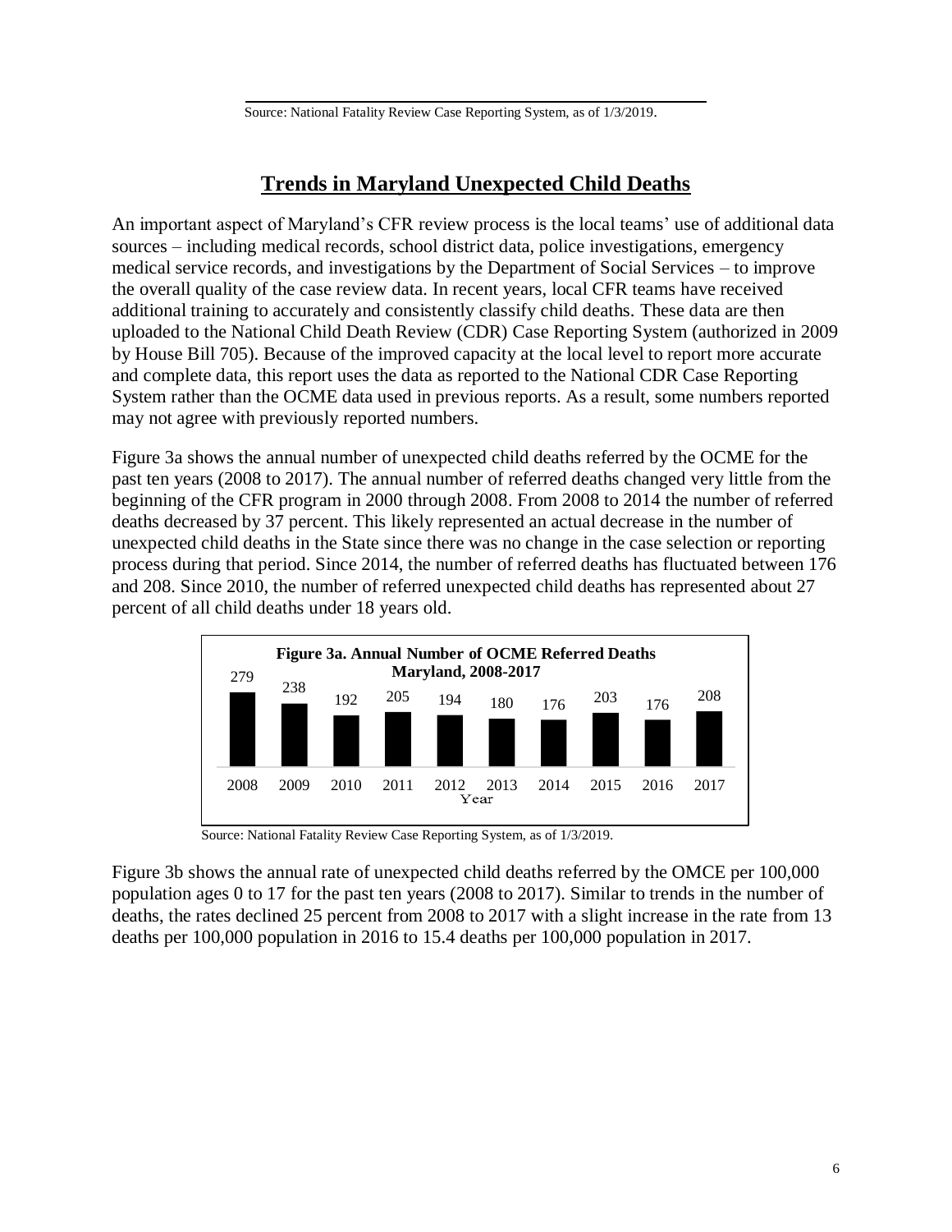Source: National Fatality Review Case Reporting System, as of 1/3/2019.

## Trends in Maryland Unexpected Child Deaths

An important aspect of Maryland's CFR review process is the local teams' use of additional data sources – including medical records, school district data, police investigations, emergency medical service records, and investigations by the Department of Social Services – to improve the overall quality of the case review data. In recent years, local CFR teams have received additional training to accurately and consistently classify child deaths. These data are then uploaded to the National Child Death Review (CDR) Case Reporting System (authorized in 2009 by House Bill 705). Because of the improved capacity at the local level to report more accurate and complete data, this report uses the data as reported to the National CDR Case Reporting System rather than the OCME data used in previous reports. As a result, some numbers reported may not agree with previously reported numbers.

Figure 3a shows the annual number of unexpected child deaths referred by the OCME for the past ten years (2008 to 2017). The annual number of referred deaths changed very little from the beginning of the CFR program in 2000 through 2008. From 2008 to 2014 the number of referred deaths decreased by 37 percent. This likely represented an actual decrease in the number of unexpected child deaths in the State since there was no change in the case selection or reporting process during that period. Since 2014, the number of referred deaths has fluctuated between 176 and 208. Since 2010, the number of referred unexpected child deaths has represented about 27 percent of all child deaths under 18 years old.

**Figure 3a. Annual Number of OCME Referred Deaths Maryland, 2008-2017**

| Year | 2008 | 2009 | 2010 | 2011 | 2012 | 2013 | 2014 | 2015 | 2016 | 2017 |
|---|---|---|---|---|---|---|---|---|---|---|
| Deaths | 279 | 238 | 192 | 205 | 194 | 180 | 176 | 203 | 176 | 208 |

Source: National Fatality Review Case Reporting System, as of 1/3/2019.

Figure 3b shows the annual rate of unexpected child deaths referred by the OMCE per 100,000 population ages 0 to 17 for the past ten years (2008 to 2017). Similar to trends in the number of deaths, the rates declined 25 percent from 2008 to 2017 with a slight increase in the rate from 13 deaths per 100,000 population in 2016 to 15.4 deaths per 100,000 population in 2017.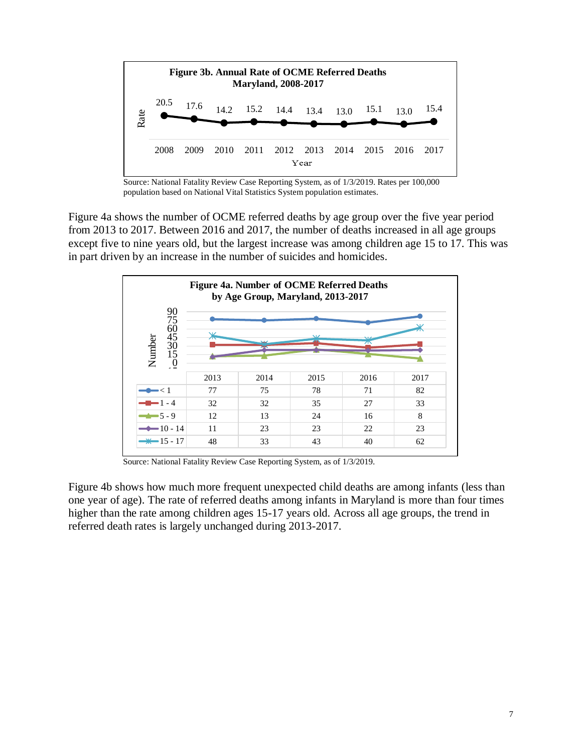**Figure 3b. Annual Rate of OCME Referred Deaths Maryland, 2008-2017**

| Year | 2008 | 2009 | 2010 | 2011 | 2012 | 2013 | 2014 | 2015 | 2016 | 2017 |
|---|---|---|---|---|---|---|---|---|---|---|
| Rate | 20.5 | 17.6 | 14.2 | 15.2 | 14.4 | 13.4 | 13.0 | 15.1 | 13.0 | 15.4 |

Source: National Fatality Review Case Reporting System, as of 1/3/2019. Rates per 100,000 population based on National Vital Statistics System population estimates.

Figure 4a shows the number of OCME referred deaths by age group over the five year period from 2013 to 2017. Between 2016 and 2017, the number of deaths increased in all age groups except five to nine years old, but the largest increase was among children age 15 to 17. This was in part driven by an increase in the number of suicides and homicides.

**Figure 4a. Number of OCME Referred Deaths by Age Group, Maryland, 2013-2017**

| | 2013 | 2014 | 2015 | 2016 | 2017 |
|---|---|---|---|---|---|
| < 1 | 77 | 75 | 78 | 71 | 82 |
| 1 - 4 | 32 | 32 | 35 | 27 | 33 |
| 5 - 9 | 12 | 13 | 24 | 16 | 8 |
| 10 - 14 | 11 | 23 | 23 | 22 | 23 |
| 15 - 17 | 48 | 33 | 43 | 40 | 62 |

Source: National Fatality Review Case Reporting System, as of 1/3/2019.

Figure 4b shows how much more frequent unexpected child deaths are among infants (less than one year of age). The rate of referred deaths among infants in Maryland is more than four times higher than the rate among children ages 15-17 years old. Across all age groups, the trend in referred death rates is largely unchanged during 2013-2017.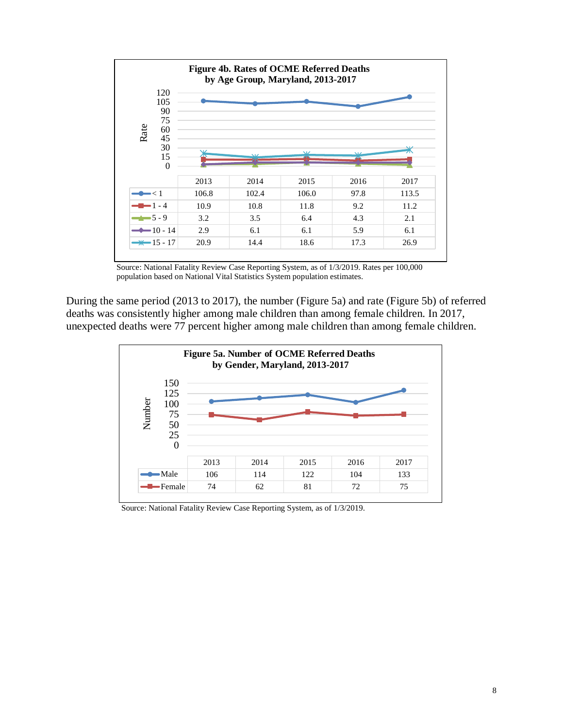**Figure 4b. Rates of OCME Referred Deaths by Age Group, Maryland, 2013-2017**

| | 2013 | 2014 | 2015 | 2016 | 2017 |
|---|---|---|---|---|---|
| < 1 | 106.8 | 102.4 | 106.0 | 97.8 | 113.5 |
| 1 - 4 | 10.9 | 10.8 | 11.8 | 9.2 | 11.2 |
| 5 - 9 | 3.2 | 3.5 | 6.4 | 4.3 | 2.1 |
| 10 - 14 | 2.9 | 6.1 | 6.1 | 5.9 | 6.1 |
| 15 - 17 | 20.9 | 14.4 | 18.6 | 17.3 | 26.9 |

Source: National Fatality Review Case Reporting System, as of 1/3/2019. Rates per 100,000 population based on National Vital Statistics System population estimates.

During the same period (2013 to 2017), the number (Figure 5a) and rate (Figure 5b) of referred deaths was consistently higher among male children than among female children. In 2017, unexpected deaths were 77 percent higher among male children than among female children.

**Figure 5a. Number of OCME Referred Deaths by Gender, Maryland, 2013-2017**

| | 2013 | 2014 | 2015 | 2016 | 2017 |
|---|---|---|---|---|---|
| Male | 106 | 114 | 122 | 104 | 133 |
| Female | 74 | 62 | 81 | 72 | 75 |

Source: National Fatality Review Case Reporting System, as of 1/3/2019.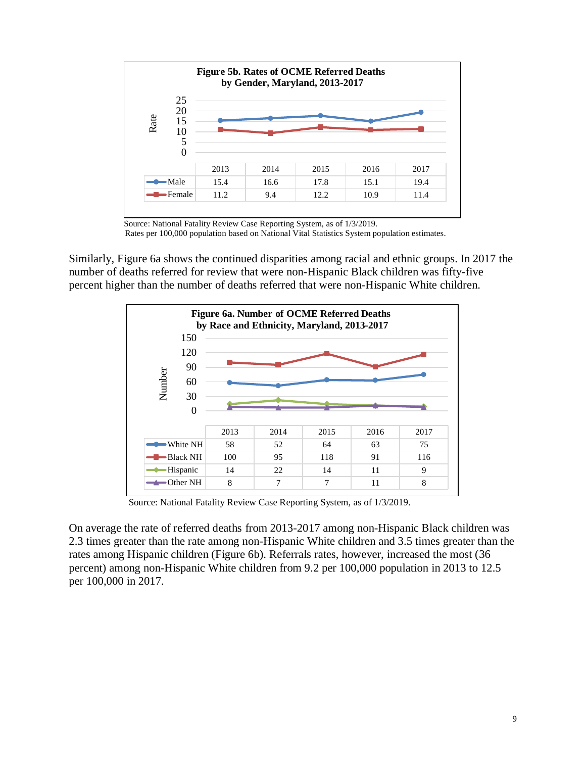**Figure 5b. Rates of OCME Referred Deaths by Gender, Maryland, 2013-2017**

| | 2013 | 2014 | 2015 | 2016 | 2017 |
|---|---|---|---|---|---|
| Male | 15.4 | 16.6 | 17.8 | 15.1 | 19.4 |
| Female | 11.2 | 9.4 | 12.2 | 10.9 | 11.4 |

Source: National Fatality Review Case Reporting System, as of 1/3/2019.
Rates per 100,000 population based on National Vital Statistics System population estimates.

Similarly, Figure 6a shows the continued disparities among racial and ethnic groups. In 2017 the number of deaths referred for review that were non-Hispanic Black children was fifty-five percent higher than the number of deaths referred that were non-Hispanic White children.

**Figure 6a. Number of OCME Referred Deaths by Race and Ethnicity, Maryland, 2013-2017**

| | 2013 | 2014 | 2015 | 2016 | 2017 |
|---|---|---|---|---|---|
| White NH | 58 | 52 | 64 | 63 | 75 |
| Black NH | 100 | 95 | 118 | 91 | 116 |
| Hispanic | 14 | 22 | 14 | 11 | 9 |
| Other NH | 8 | 7 | 7 | 11 | 8 |

Source: National Fatality Review Case Reporting System, as of 1/3/2019.

On average the rate of referred deaths from 2013-2017 among non-Hispanic Black children was 2.3 times greater than the rate among non-Hispanic White children and 3.5 times greater than the rates among Hispanic children (Figure 6b). Referrals rates, however, increased the most (36 percent) among non-Hispanic White children from 9.2 per 100,000 population in 2013 to 12.5 per 100,000 in 2017.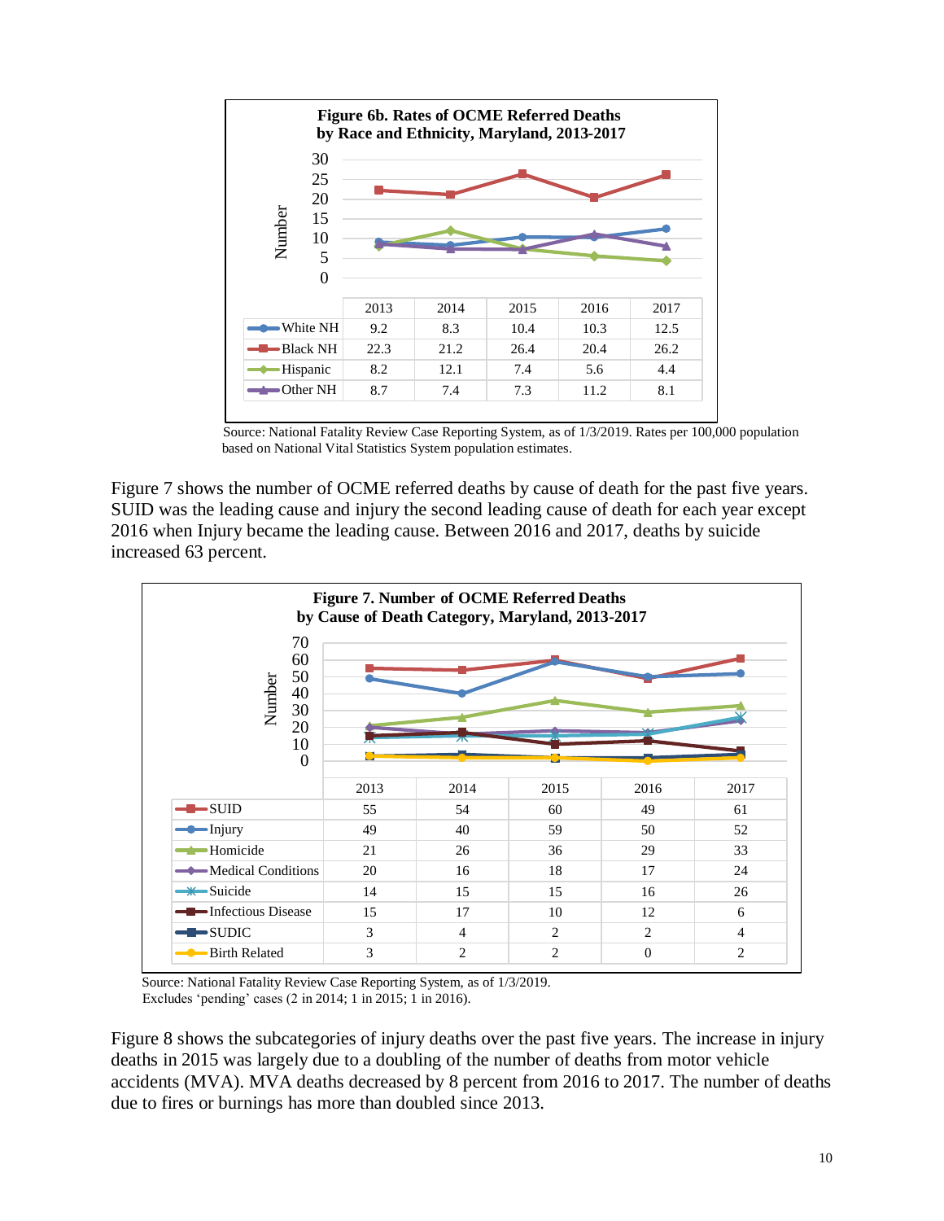**Figure 6b. Rates of OCME Referred Deaths by Race and Ethnicity, Maryland, 2013-2017**

| | 2013 | 2014 | 2015 | 2016 | 2017 |
|---|---|---|---|---|---|
| White NH | 9.2 | 8.3 | 10.4 | 10.3 | 12.5 |
| Black NH | 22.3 | 21.2 | 26.4 | 20.4 | 26.2 |
| Hispanic | 8.2 | 12.1 | 7.4 | 5.6 | 4.4 |
| Other NH | 8.7 | 7.4 | 7.3 | 11.2 | 8.1 |

Source: National Fatality Review Case Reporting System, as of 1/3/2019. Rates per 100,000 population based on National Vital Statistics System population estimates.

Figure 7 shows the number of OCME referred deaths by cause of death for the past five years. SUID was the leading cause and injury the second leading cause of death for each year except 2016 when Injury became the leading cause. Between 2016 and 2017, deaths by suicide increased 63 percent.

**Figure 7. Number of OCME Referred Deaths by Cause of Death Category, Maryland, 2013-2017**

| | 2013 | 2014 | 2015 | 2016 | 2017 |
|---|---|---|---|---|---|
| SUID | 55 | 54 | 60 | 49 | 61 |
| Injury | 49 | 40 | 59 | 50 | 52 |
| Homicide | 21 | 26 | 36 | 29 | 33 |
| Medical Conditions | 20 | 16 | 18 | 17 | 24 |
| Suicide | 14 | 15 | 15 | 16 | 26 |
| Infectious Disease | 15 | 17 | 10 | 12 | 6 |
| SUDIC | 3 | 4 | 2 | 2 | 4 |
| Birth Related | 3 | 2 | 2 | 0 | 2 |

Source: National Fatality Review Case Reporting System, as of 1/3/2019.
Excludes 'pending' cases (2 in 2014; 1 in 2015; 1 in 2016).

Figure 8 shows the subcategories of injury deaths over the past five years. The increase in injury deaths in 2015 was largely due to a doubling of the number of deaths from motor vehicle accidents (MVA). MVA deaths decreased by 8 percent from 2016 to 2017. The number of deaths due to fires or burnings has more than doubled since 2013.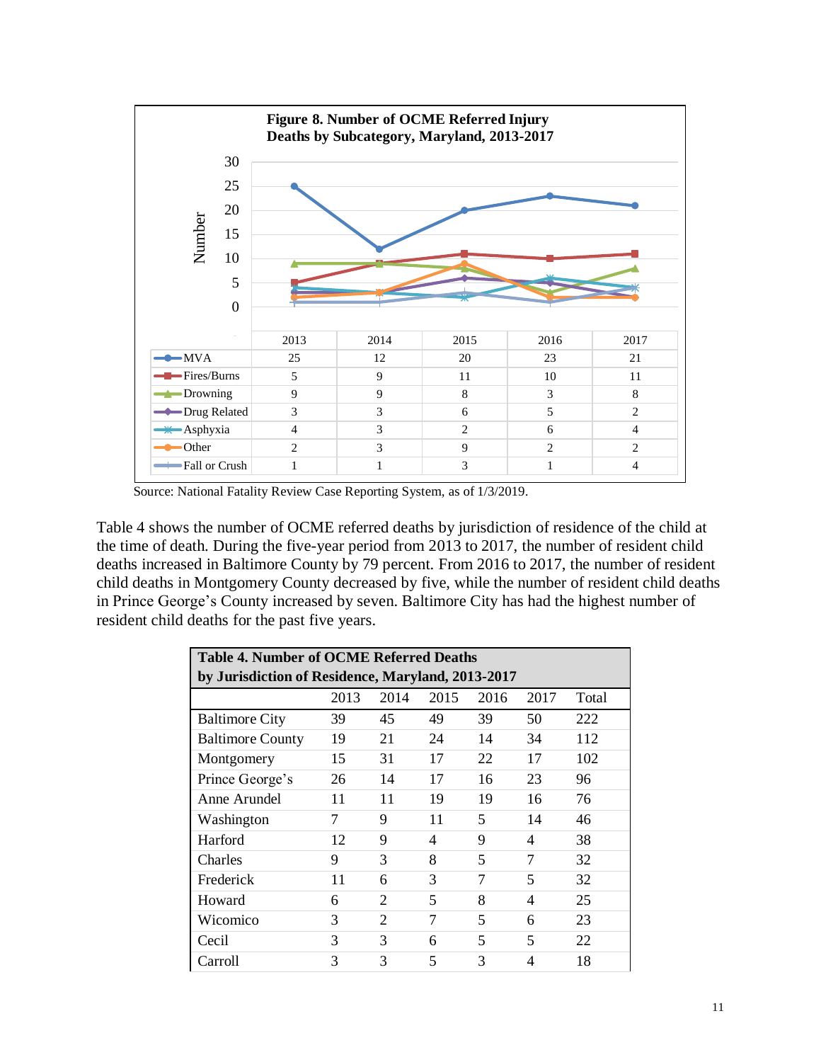**Figure 8. Number of OCME Referred Injury Deaths by Subcategory, Maryland, 2013-2017**

| | 2013 | 2014 | 2015 | 2016 | 2017 |
|---|---|---|---|---|---|
| MVA | 25 | 12 | 20 | 23 | 21 |
| Fires/Burns | 5 | 9 | 11 | 10 | 11 |
| Drowning | 9 | 9 | 8 | 3 | 8 |
| Drug Related | 3 | 3 | 6 | 5 | 2 |
| Asphyxia | 4 | 3 | 2 | 6 | 4 |
| Other | 2 | 3 | 9 | 2 | 2 |
| Fall or Crush | 1 | 1 | 3 | 1 | 4 |

Source: National Fatality Review Case Reporting System, as of 1/3/2019.

Table 4 shows the number of OCME referred deaths by jurisdiction of residence of the child at the time of death. During the five-year period from 2013 to 2017, the number of resident child deaths increased in Baltimore County by 79 percent. From 2016 to 2017, the number of resident child deaths in Montgomery County decreased by five, while the number of resident child deaths in Prince George's County increased by seven. Baltimore City has had the highest number of resident child deaths for the past five years.

**Table 4. Number of OCME Referred Deaths by Jurisdiction of Residence, Maryland, 2013-2017**

| | 2013 | 2014 | 2015 | 2016 | 2017 | Total |
|---|---|---|---|---|---|---|
| Baltimore City | 39 | 45 | 49 | 39 | 50 | 222 |
| Baltimore County | 19 | 21 | 24 | 14 | 34 | 112 |
| Montgomery | 15 | 31 | 17 | 22 | 17 | 102 |
| Prince George's | 26 | 14 | 17 | 16 | 23 | 96 |
| Anne Arundel | 11 | 11 | 19 | 19 | 16 | 76 |
| Washington | 7 | 9 | 11 | 5 | 14 | 46 |
| Harford | 12 | 9 | 4 | 9 | 4 | 38 |
| Charles | 9 | 3 | 8 | 5 | 7 | 32 |
| Frederick | 11 | 6 | 3 | 7 | 5 | 32 |
| Howard | 6 | 2 | 5 | 8 | 4 | 25 |
| Wicomico | 3 | 2 | 7 | 5 | 6 | 23 |
| Cecil | 3 | 3 | 6 | 5 | 5 | 22 |
| Carroll | 3 | 3 | 5 | 3 | 4 | 18 |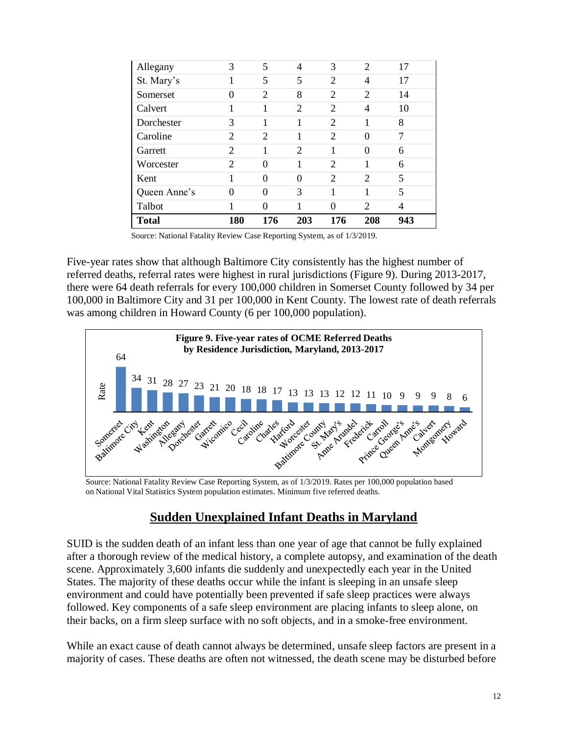| | | | | | | |
|---|---|---|---|---|---|---|
| Allegany | 3 | 5 | 4 | 3 | 2 | 17 |
| St. Mary's | 1 | 5 | 5 | 2 | 4 | 17 |
| Somerset | 0 | 2 | 8 | 2 | 2 | 14 |
| Calvert | 1 | 1 | 2 | 2 | 4 | 10 |
| Dorchester | 3 | 1 | 1 | 2 | 1 | 8 |
| Caroline | 2 | 2 | 1 | 2 | 0 | 7 |
| Garrett | 2 | 1 | 2 | 1 | 0 | 6 |
| Worcester | 2 | 0 | 1 | 2 | 1 | 6 |
| Kent | 1 | 0 | 0 | 2 | 2 | 5 |
| Queen Anne's | 0 | 0 | 3 | 1 | 1 | 5 |
| Talbot | 1 | 0 | 1 | 0 | 2 | 4 |
| **Total** | **180** | **176** | **203** | **176** | **208** | **943** |

Source: National Fatality Review Case Reporting System, as of 1/3/2019.

Five-year rates show that although Baltimore City consistently has the highest number of referred deaths, referral rates were highest in rural jurisdictions (Figure 9). During 2013-2017, there were 64 death referrals for every 100,000 children in Somerset County followed by 34 per 100,000 in Baltimore City and 31 per 100,000 in Kent County. The lowest rate of death referrals was among children in Howard County (6 per 100,000 population).

**Figure 9. Five-year rates of OCME Referred Deaths by Residence Jurisdiction, Maryland, 2013-2017**

| Jurisdiction | Rate |
|---|---|
| Somerset | 64 |
| Baltimore City | 34 |
| Kent | 31 |
| Washington | 28 |
| Allegany | 27 |
| Dorchester | 23 |
| Garrett | 21 |
| Wicomico | 20 |
| Cecil | 18 |
| Caroline | 18 |
| Charles | 17 |
| Harford | 13 |
| Worcester | 13 |
| Baltimore County | 13 |
| St. Mary's | 12 |
| Anne Arundel | 12 |
| Frederick | 11 |
| Carroll | 10 |
| Prince George's | 9 |
| Queen Anne's | 9 |
| Calvert | 9 |
| Montgomery | 8 |
| Howard | 6 |

Source: National Fatality Review Case Reporting System, as of 1/3/2019. Rates per 100,000 population based on National Vital Statistics System population estimates. Minimum five referred deaths.

## Sudden Unexplained Infant Deaths in Maryland

SUID is the sudden death of an infant less than one year of age that cannot be fully explained after a thorough review of the medical history, a complete autopsy, and examination of the death scene. Approximately 3,600 infants die suddenly and unexpectedly each year in the United States. The majority of these deaths occur while the infant is sleeping in an unsafe sleep environment and could have potentially been prevented if safe sleep practices were always followed. Key components of a safe sleep environment are placing infants to sleep alone, on their backs, on a firm sleep surface with no soft objects, and in a smoke-free environment.

While an exact cause of death cannot always be determined, unsafe sleep factors are present in a majority of cases. These deaths are often not witnessed, the death scene may be disturbed before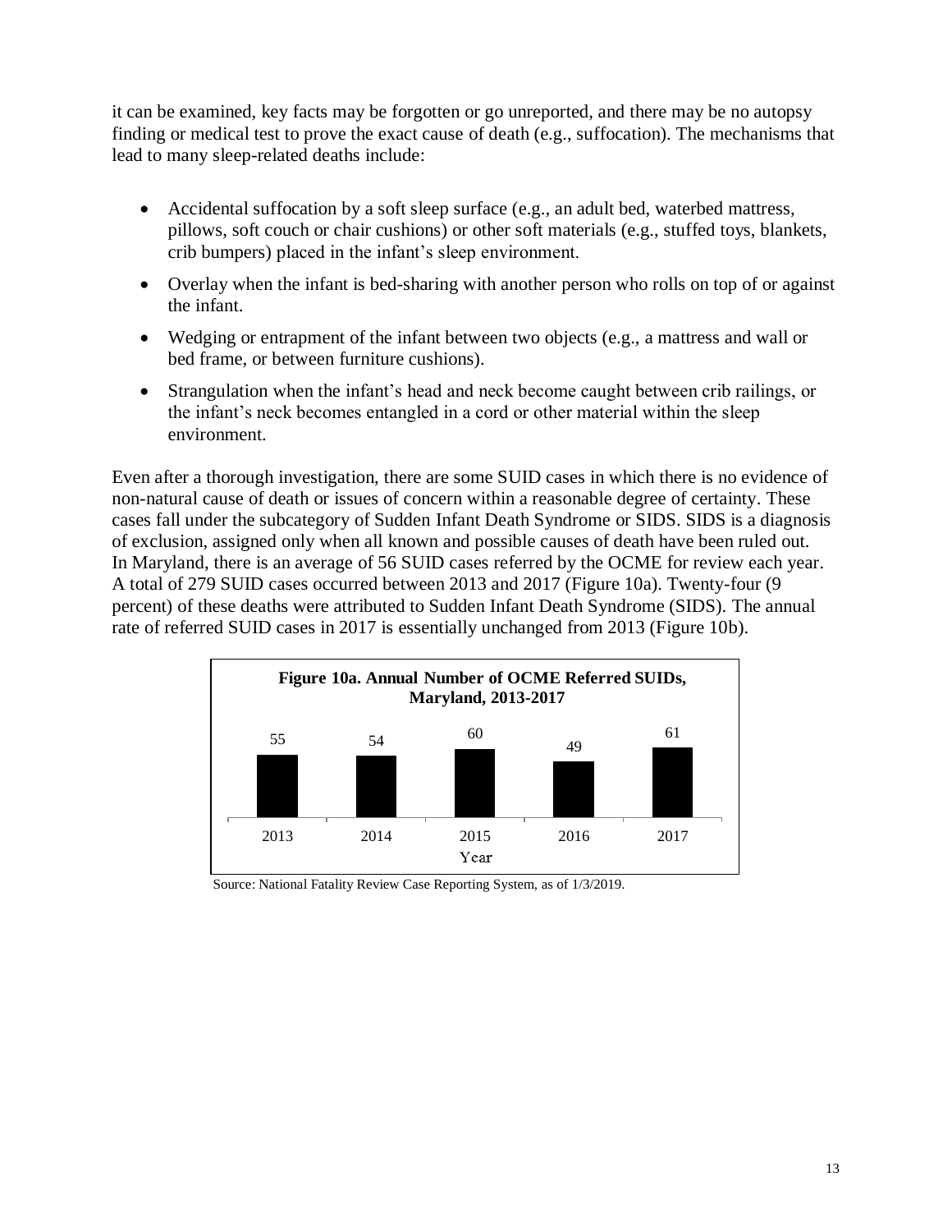it can be examined, key facts may be forgotten or go unreported, and there may be no autopsy finding or medical test to prove the exact cause of death (e.g., suffocation). The mechanisms that lead to many sleep-related deaths include:

- Accidental suffocation by a soft sleep surface (e.g., an adult bed, waterbed mattress, pillows, soft couch or chair cushions) or other soft materials (e.g., stuffed toys, blankets, crib bumpers) placed in the infant's sleep environment.
- Overlay when the infant is bed-sharing with another person who rolls on top of or against the infant.
- Wedging or entrapment of the infant between two objects (e.g., a mattress and wall or bed frame, or between furniture cushions).
- Strangulation when the infant's head and neck become caught between crib railings, or the infant's neck becomes entangled in a cord or other material within the sleep environment.

Even after a thorough investigation, there are some SUID cases in which there is no evidence of non-natural cause of death or issues of concern within a reasonable degree of certainty. These cases fall under the subcategory of Sudden Infant Death Syndrome or SIDS. SIDS is a diagnosis of exclusion, assigned only when all known and possible causes of death have been ruled out. In Maryland, there is an average of 56 SUID cases referred by the OCME for review each year. A total of 279 SUID cases occurred between 2013 and 2017 (Figure 10a). Twenty-four (9 percent) of these deaths were attributed to Sudden Infant Death Syndrome (SIDS). The annual rate of referred SUID cases in 2017 is essentially unchanged from 2013 (Figure 10b).

**Figure 10a. Annual Number of OCME Referred SUIDs, Maryland, 2013-2017**

| Year | Number |
|---|---|
| 2013 | 55 |
| 2014 | 54 |
| 2015 | 60 |
| 2016 | 49 |
| 2017 | 61 |

Source: National Fatality Review Case Reporting System, as of 1/3/2019.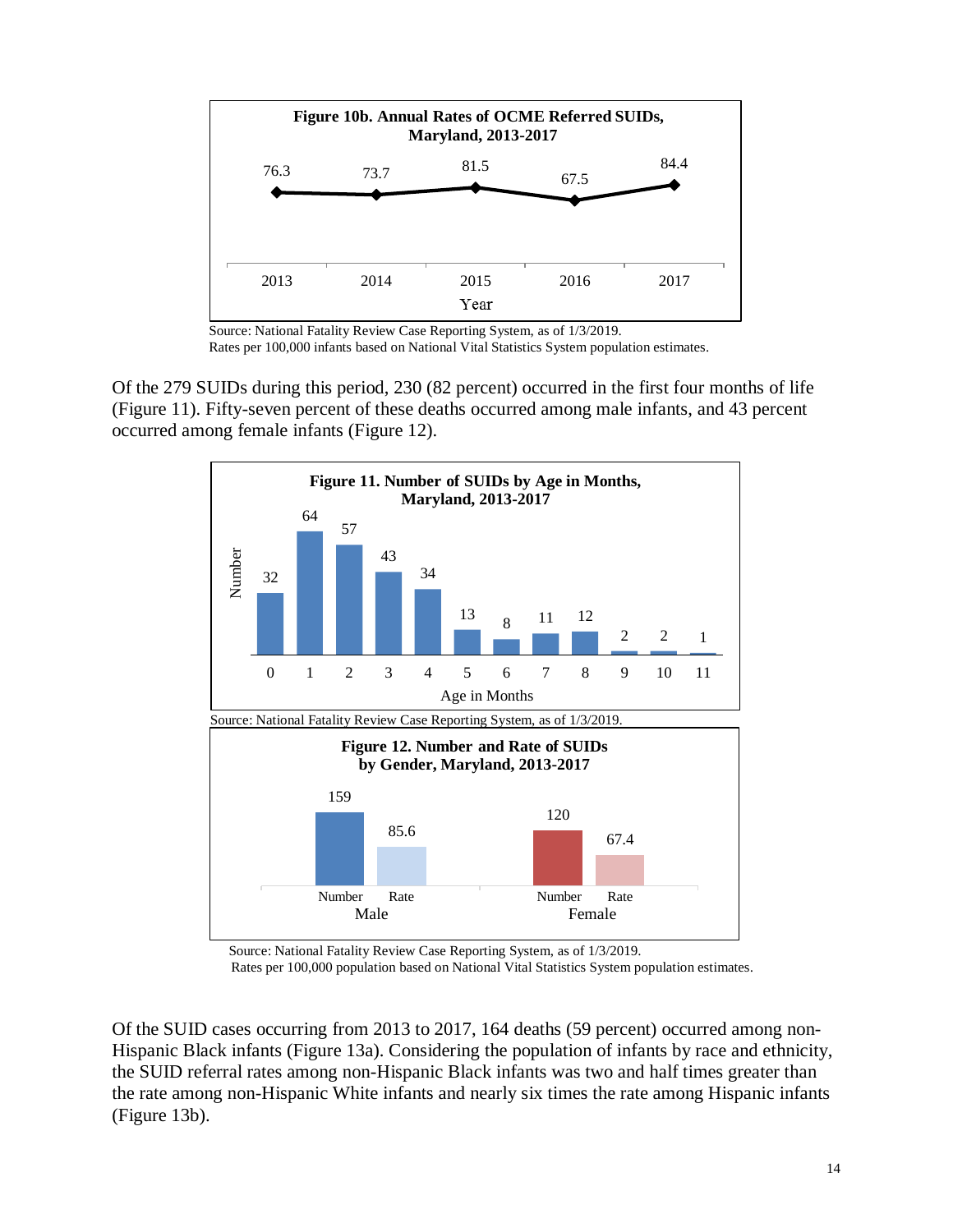**Figure 10b. Annual Rates of OCME Referred SUIDs, Maryland, 2013-2017**

| Year | 2013 | 2014 | 2015 | 2016 | 2017 |
|---|---|---|---|---|---|
| Rate | 76.3 | 73.7 | 81.5 | 67.5 | 84.4 |

Source: National Fatality Review Case Reporting System, as of 1/3/2019.
Rates per 100,000 infants based on National Vital Statistics System population estimates.

Of the 279 SUIDs during this period, 230 (82 percent) occurred in the first four months of life (Figure 11). Fifty-seven percent of these deaths occurred among male infants, and 43 percent occurred among female infants (Figure 12).

**Figure 11. Number of SUIDs by Age in Months, Maryland, 2013-2017**

| Age in Months | 0 | 1 | 2 | 3 | 4 | 5 | 6 | 7 | 8 | 9 | 10 | 11 |
|---|---|---|---|---|---|---|---|---|---|---|---|---|
| Number | 32 | 64 | 57 | 43 | 34 | 13 | 8 | 11 | 12 | 2 | 2 | 1 |

Source: National Fatality Review Case Reporting System, as of 1/3/2019.

**Figure 12. Number and Rate of SUIDs by Gender, Maryland, 2013-2017**

| Gender | Number | Rate |
|---|---|---|
| Male | 159 | 85.6 |
| Female | 120 | 67.4 |

Source: National Fatality Review Case Reporting System, as of 1/3/2019.
Rates per 100,000 population based on National Vital Statistics System population estimates.

Of the SUID cases occurring from 2013 to 2017, 164 deaths (59 percent) occurred among non-Hispanic Black infants (Figure 13a). Considering the population of infants by race and ethnicity, the SUID referral rates among non-Hispanic Black infants was two and half times greater than the rate among non-Hispanic White infants and nearly six times the rate among Hispanic infants (Figure 13b).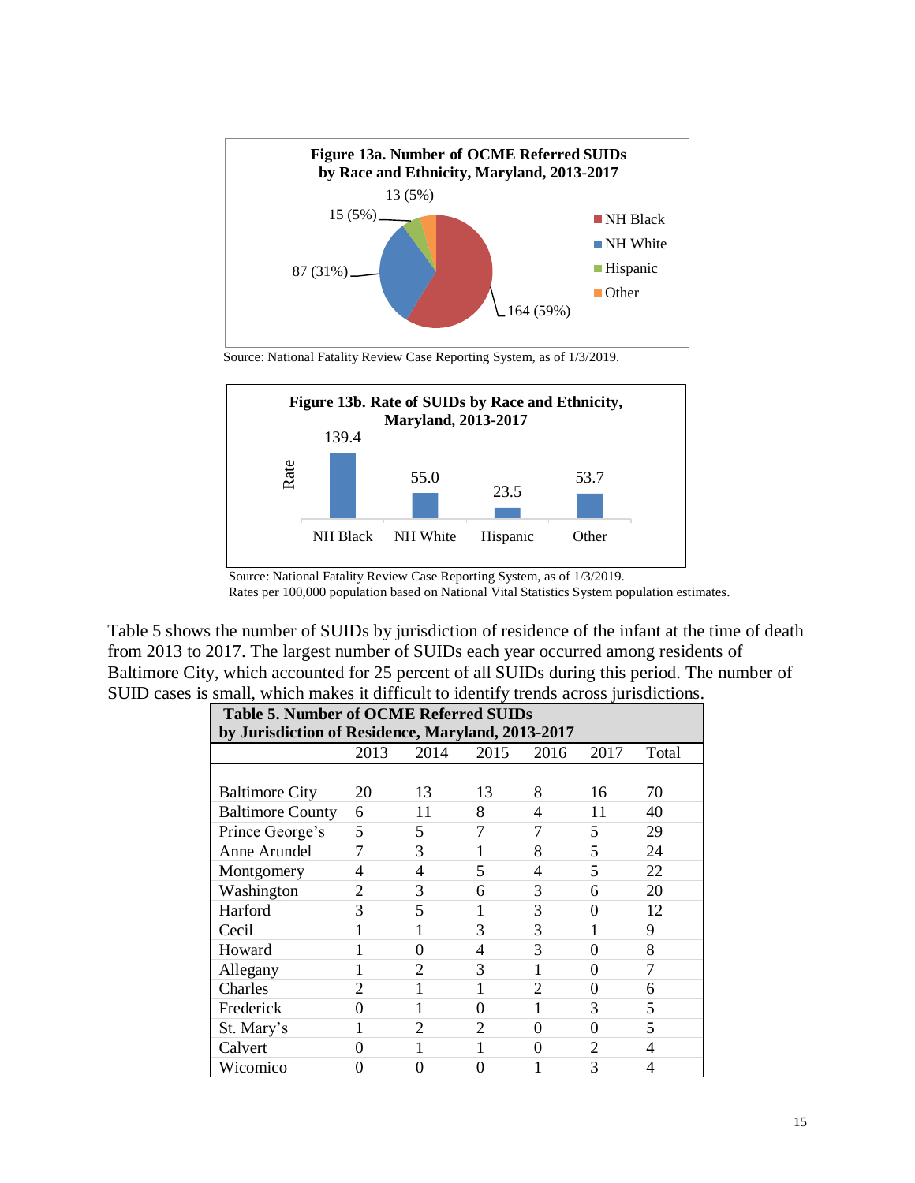**Figure 13a. Number of OCME Referred SUIDs by Race and Ethnicity, Maryland, 2013-2017**

| Race and Ethnicity | Number (Percent) |
|---|---|
| NH Black | 164 (59%) |
| NH White | 87 (31%) |
| Hispanic | 15 (5%) |
| Other | 13 (5%) |

Source: National Fatality Review Case Reporting System, as of 1/3/2019.

**Figure 13b. Rate of SUIDs by Race and Ethnicity, Maryland, 2013-2017**

| Race and Ethnicity | Rate |
|---|---|
| NH Black | 139.4 |
| NH White | 55.0 |
| Hispanic | 23.5 |
| Other | 53.7 |

Source: National Fatality Review Case Reporting System, as of 1/3/2019.
Rates per 100,000 population based on National Vital Statistics System population estimates.

Table 5 shows the number of SUIDs by jurisdiction of residence of the infant at the time of death from 2013 to 2017. The largest number of SUIDs each year occurred among residents of Baltimore City, which accounted for 25 percent of all SUIDs during this period. The number of SUID cases is small, which makes it difficult to identify trends across jurisdictions.

**Table 5. Number of OCME Referred SUIDs by Jurisdiction of Residence, Maryland, 2013-2017**

| | 2013 | 2014 | 2015 | 2016 | 2017 | Total |
|---|---|---|---|---|---|---|
| Baltimore City | 20 | 13 | 13 | 8 | 16 | 70 |
| Baltimore County | 6 | 11 | 8 | 4 | 11 | 40 |
| Prince George's | 5 | 5 | 7 | 7 | 5 | 29 |
| Anne Arundel | 7 | 3 | 1 | 8 | 5 | 24 |
| Montgomery | 4 | 4 | 5 | 4 | 5 | 22 |
| Washington | 2 | 3 | 6 | 3 | 6 | 20 |
| Harford | 3 | 5 | 1 | 3 | 0 | 12 |
| Cecil | 1 | 1 | 3 | 3 | 1 | 9 |
| Howard | 1 | 0 | 4 | 3 | 0 | 8 |
| Allegany | 1 | 2 | 3 | 1 | 0 | 7 |
| Charles | 2 | 1 | 1 | 2 | 0 | 6 |
| Frederick | 0 | 1 | 0 | 1 | 3 | 5 |
| St. Mary's | 1 | 2 | 2 | 0 | 0 | 5 |
| Calvert | 0 | 1 | 1 | 0 | 2 | 4 |
| Wicomico | 0 | 0 | 0 | 1 | 3 | 4 |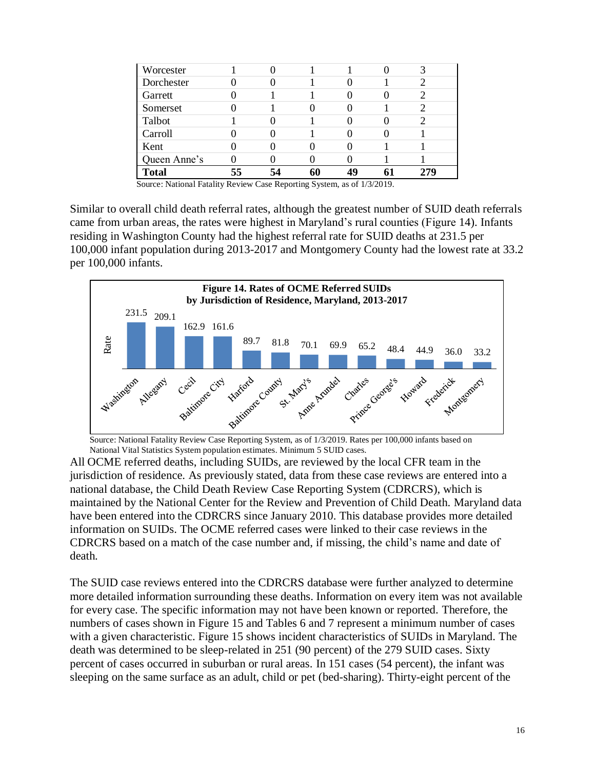| | | | | | | |
|---|---|---|---|---|---|---|
| Worcester | 1 | 0 | 1 | 1 | 0 | 3 |
| Dorchester | 0 | 0 | 1 | 0 | 1 | 2 |
| Garrett | 0 | 1 | 1 | 0 | 0 | 2 |
| Somerset | 0 | 1 | 0 | 0 | 1 | 2 |
| Talbot | 1 | 0 | 1 | 0 | 0 | 2 |
| Carroll | 0 | 0 | 1 | 0 | 0 | 1 |
| Kent | 0 | 0 | 0 | 0 | 1 | 1 |
| Queen Anne's | 0 | 0 | 0 | 0 | 1 | 1 |
| **Total** | **55** | **54** | **60** | **49** | **61** | **279** |

Source: National Fatality Review Case Reporting System, as of 1/3/2019.

Similar to overall child death referral rates, although the greatest number of SUID death referrals came from urban areas, the rates were highest in Maryland's rural counties (Figure 14). Infants residing in Washington County had the highest referral rate for SUID deaths at 231.5 per 100,000 infant population during 2013-2017 and Montgomery County had the lowest rate at 33.2 per 100,000 infants.

**Figure 14. Rates of OCME Referred SUIDs by Jurisdiction of Residence, Maryland, 2013-2017**

| Jurisdiction | Rate |
|---|---|
| Washington | 231.5 |
| Allegany | 209.1 |
| Cecil | 162.9 |
| Baltimore City | 161.6 |
| Harford | 89.7 |
| Baltimore County | 81.8 |
| St. Mary's | 70.1 |
| Anne Arundel | 69.9 |
| Charles | 65.2 |
| Prince George's | 48.4 |
| Howard | 44.9 |
| Frederick | 36.0 |
| Montgomery | 33.2 |

Source: National Fatality Review Case Reporting System, as of 1/3/2019. Rates per 100,000 infants based on National Vital Statistics System population estimates. Minimum 5 SUID cases.

All OCME referred deaths, including SUIDs, are reviewed by the local CFR team in the jurisdiction of residence. As previously stated, data from these case reviews are entered into a national database, the Child Death Review Case Reporting System (CDRCRS), which is maintained by the National Center for the Review and Prevention of Child Death. Maryland data have been entered into the CDRCRS since January 2010. This database provides more detailed information on SUIDs. The OCME referred cases were linked to their case reviews in the CDRCRS based on a match of the case number and, if missing, the child's name and date of death.

The SUID case reviews entered into the CDRCRS database were further analyzed to determine more detailed information surrounding these deaths. Information on every item was not available for every case. The specific information may not have been known or reported. Therefore, the numbers of cases shown in Figure 15 and Tables 6 and 7 represent a minimum number of cases with a given characteristic. Figure 15 shows incident characteristics of SUIDs in Maryland. The death was determined to be sleep-related in 251 (90 percent) of the 279 SUID cases. Sixty percent of cases occurred in suburban or rural areas. In 151 cases (54 percent), the infant was sleeping on the same surface as an adult, child or pet (bed-sharing). Thirty-eight percent of the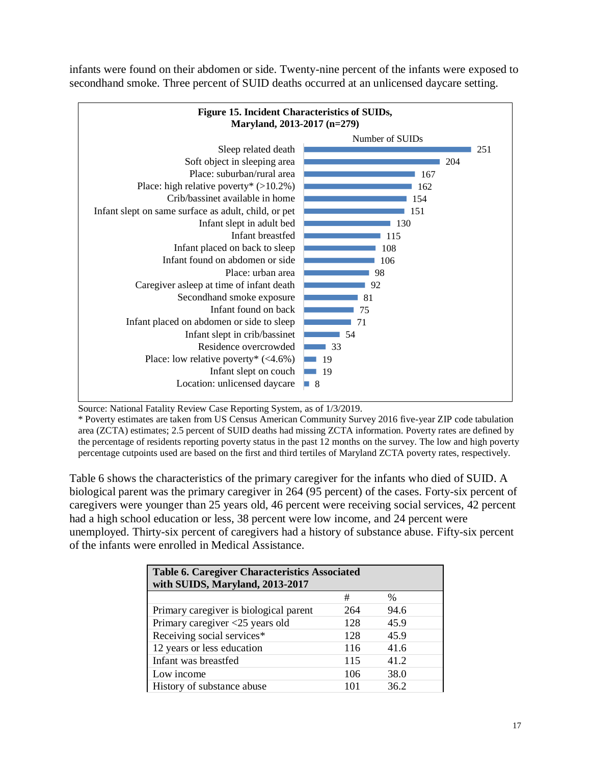infants were found on their abdomen or side. Twenty-nine percent of the infants were exposed to secondhand smoke. Three percent of SUID deaths occurred at an unlicensed daycare setting.

**Figure 15. Incident Characteristics of SUIDs, Maryland, 2013-2017 (n=279)**

| Characteristic | Number of SUIDs |
|---|---|
| Sleep related death | 251 |
| Soft object in sleeping area | 204 |
| Place: suburban/rural area | 167 |
| Place: high relative poverty* (>10.2%) | 162 |
| Crib/bassinet available in home | 154 |
| Infant slept on same surface as adult, child, or pet | 151 |
| Infant slept in adult bed | 130 |
| Infant breastfed | 115 |
| Infant placed on back to sleep | 108 |
| Infant found on abdomen or side | 106 |
| Place: urban area | 98 |
| Caregiver asleep at time of infant death | 92 |
| Secondhand smoke exposure | 81 |
| Infant found on back | 75 |
| Infant placed on abdomen or side to sleep | 71 |
| Infant slept in crib/bassinet | 54 |
| Residence overcrowded | 33 |
| Place: low relative poverty* (<4.6%) | 19 |
| Infant slept on couch | 19 |
| Location: unlicensed daycare | 8 |

Source: National Fatality Review Case Reporting System, as of 1/3/2019.
* Poverty estimates are taken from US Census American Community Survey 2016 five-year ZIP code tabulation area (ZCTA) estimates; 2.5 percent of SUID deaths had missing ZCTA information. Poverty rates are defined by the percentage of residents reporting poverty status in the past 12 months on the survey. The low and high poverty percentage cutpoints used are based on the first and third tertiles of Maryland ZCTA poverty rates, respectively.

Table 6 shows the characteristics of the primary caregiver for the infants who died of SUID. A biological parent was the primary caregiver in 264 (95 percent) of the cases. Forty-six percent of caregivers were younger than 25 years old, 46 percent were receiving social services, 42 percent had a high school education or less, 38 percent were low income, and 24 percent were unemployed. Thirty-six percent of caregivers had a history of substance abuse. Fifty-six percent of the infants were enrolled in Medical Assistance.

**Table 6. Caregiver Characteristics Associated with SUIDS, Maryland, 2013-2017**

| | # | % |
|---|---|---|
| Primary caregiver is biological parent | 264 | 94.6 |
| Primary caregiver <25 years old | 128 | 45.9 |
| Receiving social services* | 128 | 45.9 |
| 12 years or less education | 116 | 41.6 |
| Infant was breastfed | 115 | 41.2 |
| Low income | 106 | 38.0 |
| History of substance abuse | 101 | 36.2 |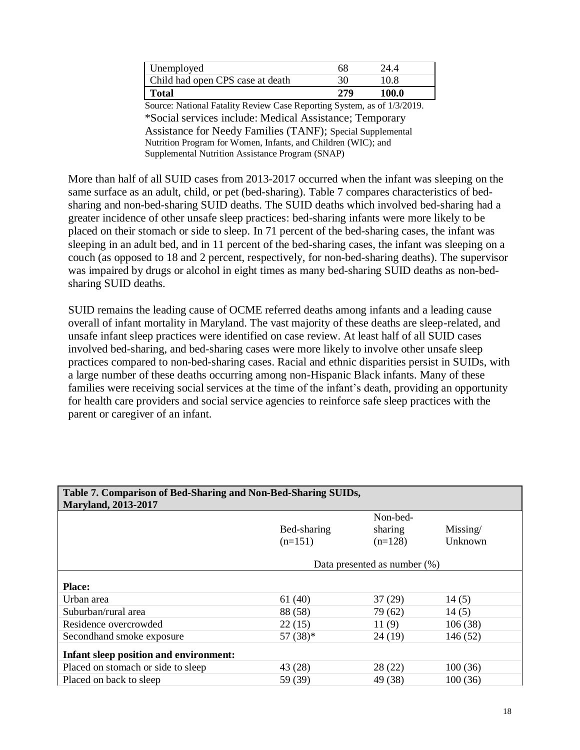| | | |
|---|---|---|
| Unemployed | 68 | 24.4 |
| Child had open CPS case at death | 30 | 10.8 |
| **Total** | **279** | **100.0** |

Source: National Fatality Review Case Reporting System, as of 1/3/2019.
*Social services include: Medical Assistance; Temporary Assistance for Needy Families (TANF); Special Supplemental Nutrition Program for Women, Infants, and Children (WIC); and Supplemental Nutrition Assistance Program (SNAP)

More than half of all SUID cases from 2013-2017 occurred when the infant was sleeping on the same surface as an adult, child, or pet (bed-sharing). Table 7 compares characteristics of bed-sharing and non-bed-sharing SUID deaths. The SUID deaths which involved bed-sharing had a greater incidence of other unsafe sleep practices: bed-sharing infants were more likely to be placed on their stomach or side to sleep. In 71 percent of the bed-sharing cases, the infant was sleeping in an adult bed, and in 11 percent of the bed-sharing cases, the infant was sleeping on a couch (as opposed to 18 and 2 percent, respectively, for non-bed-sharing deaths). The supervisor was impaired by drugs or alcohol in eight times as many bed-sharing SUID deaths as non-bed-sharing SUID deaths.

SUID remains the leading cause of OCME referred deaths among infants and a leading cause overall of infant mortality in Maryland. The vast majority of these deaths are sleep-related, and unsafe infant sleep practices were identified on case review. At least half of all SUID cases involved bed-sharing, and bed-sharing cases were more likely to involve other unsafe sleep practices compared to non-bed-sharing cases. Racial and ethnic disparities persist in SUIDs, with a large number of these deaths occurring among non-Hispanic Black infants. Many of these families were receiving social services at the time of the infant's death, providing an opportunity for health care providers and social service agencies to reinforce safe sleep practices with the parent or caregiver of an infant.

**Table 7. Comparison of Bed-Sharing and Non-Bed-Sharing SUIDs, Maryland, 2013-2017**

| | Bed-sharing (n=151) | Non-bed-sharing (n=128) | Missing/ Unknown |
|---|---|---|---|
| | Data presented as number (%) | | |
| **Place:** | | | |
| Urban area | 61 (40) | 37 (29) | 14 (5) |
| Suburban/rural area | 88 (58) | 79 (62) | 14 (5) |
| Residence overcrowded | 22 (15) | 11 (9) | 106 (38) |
| Secondhand smoke exposure | 57 (38)* | 24 (19) | 146 (52) |
| **Infant sleep position and environment:** | | | |
| Placed on stomach or side to sleep | 43 (28) | 28 (22) | 100 (36) |
| Placed on back to sleep | 59 (39) | 49 (38) | 100 (36) |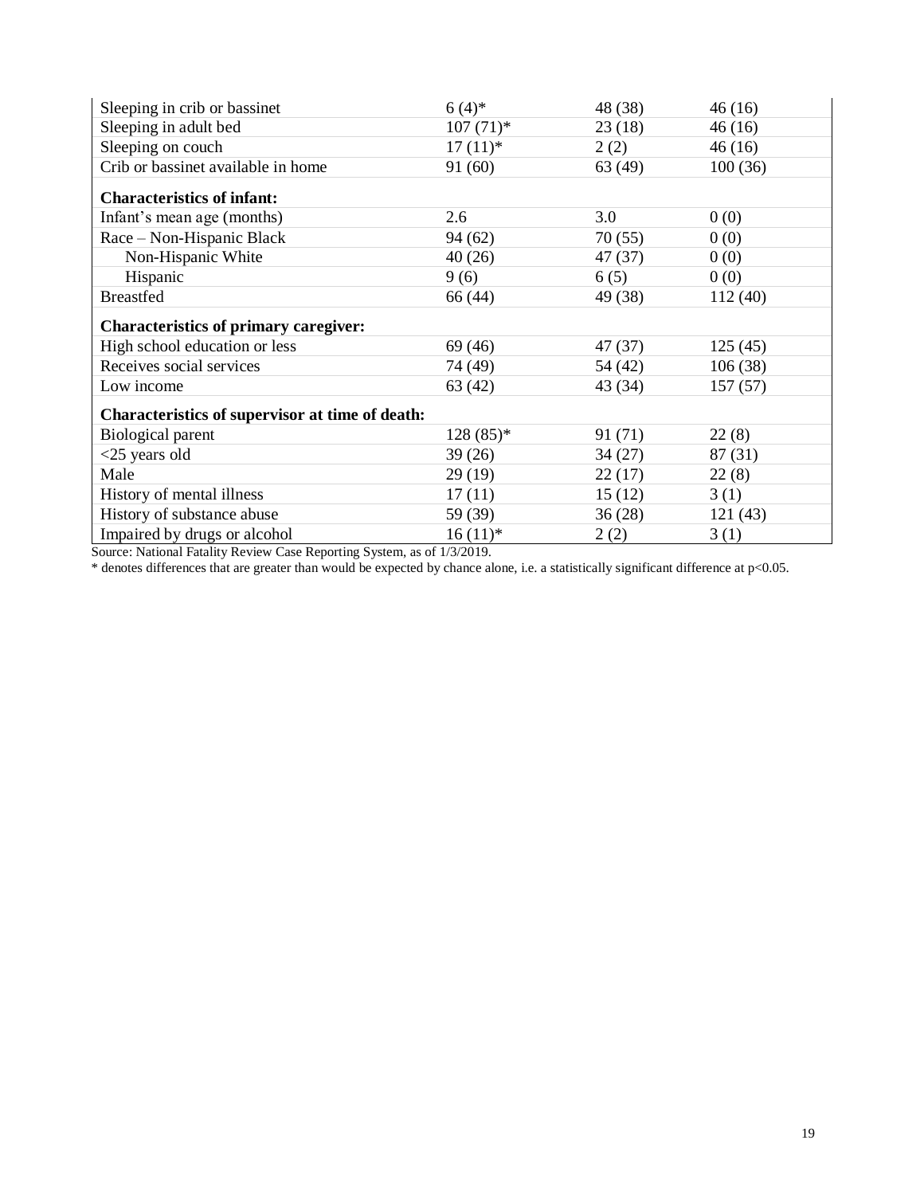| | | | |
|---|---|---|---|
| Sleeping in crib or bassinet | 6 (4)* | 48 (38) | 46 (16) |
| Sleeping in adult bed | 107 (71)* | 23 (18) | 46 (16) |
| Sleeping on couch | 17 (11)* | 2 (2) | 46 (16) |
| Crib or bassinet available in home | 91 (60) | 63 (49) | 100 (36) |
| **Characteristics of infant:** | | | |
| Infant's mean age (months) | 2.6 | 3.0 | 0 (0) |
| Race – Non-Hispanic Black | 94 (62) | 70 (55) | 0 (0) |
| Non-Hispanic White | 40 (26) | 47 (37) | 0 (0) |
| Hispanic | 9 (6) | 6 (5) | 0 (0) |
| Breastfed | 66 (44) | 49 (38) | 112 (40) |
| **Characteristics of primary caregiver:** | | | |
| High school education or less | 69 (46) | 47 (37) | 125 (45) |
| Receives social services | 74 (49) | 54 (42) | 106 (38) |
| Low income | 63 (42) | 43 (34) | 157 (57) |
| **Characteristics of supervisor at time of death:** | | | |
| Biological parent | 128 (85)* | 91 (71) | 22 (8) |
| <25 years old | 39 (26) | 34 (27) | 87 (31) |
| Male | 29 (19) | 22 (17) | 22 (8) |
| History of mental illness | 17 (11) | 15 (12) | 3 (1) |
| History of substance abuse | 59 (39) | 36 (28) | 121 (43) |
| Impaired by drugs or alcohol | 16 (11)* | 2 (2) | 3 (1) |

Source: National Fatality Review Case Reporting System, as of 1/3/2019.

* denotes differences that are greater than would be expected by chance alone, i.e. a statistically significant difference at $p<0.05$.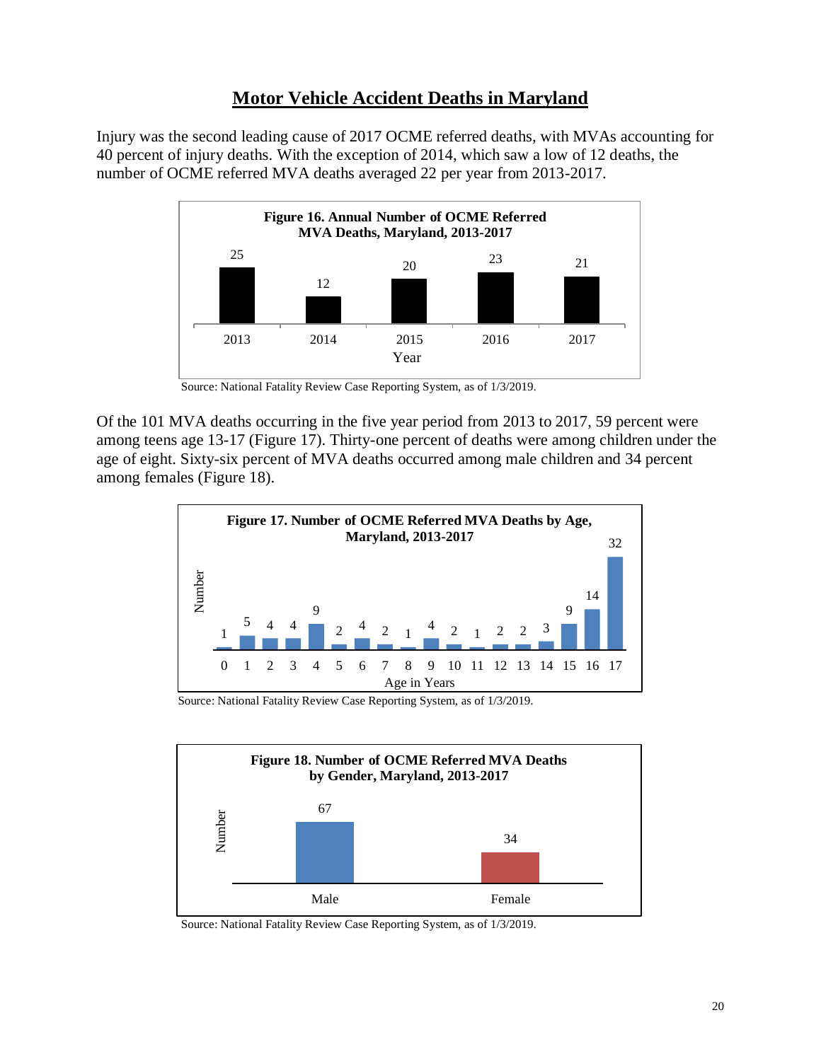# Motor Vehicle Accident Deaths in Maryland

Injury was the second leading cause of 2017 OCME referred deaths, with MVAs accounting for 40 percent of injury deaths. With the exception of 2014, which saw a low of 12 deaths, the number of OCME referred MVA deaths averaged 22 per year from 2013-2017.

**Figure 16. Annual Number of OCME Referred MVA Deaths, Maryland, 2013-2017**

| Year | 2013 | 2014 | 2015 | 2016 | 2017 |
|---|---|---|---|---|---|
| Number | 25 | 12 | 20 | 23 | 21 |

Source: National Fatality Review Case Reporting System, as of 1/3/2019.

Of the 101 MVA deaths occurring in the five year period from 2013 to 2017, 59 percent were among teens age 13-17 (Figure 17). Thirty-one percent of deaths were among children under the age of eight. Sixty-six percent of MVA deaths occurred among male children and 34 percent among females (Figure 18).

**Figure 17. Number of OCME Referred MVA Deaths by Age, Maryland, 2013-2017**

| Age in Years | 0 | 1 | 2 | 3 | 4 | 5 | 6 | 7 | 8 | 9 | 10 | 11 | 12 | 13 | 14 | 15 | 16 | 17 |
|---|---|---|---|---|---|---|---|---|---|---|---|---|---|---|---|---|---|---|
| Number | 1 | 5 | 4 | 4 | 9 | 2 | 4 | 2 | 1 | 4 | 2 | 1 | 2 | 2 | 3 | 9 | 14 | 32 |

Source: National Fatality Review Case Reporting System, as of 1/3/2019.

**Figure 18. Number of OCME Referred MVA Deaths by Gender, Maryland, 2013-2017**

| Gender | Number |
|---|---|
| Male | 67 |
| Female | 34 |

Source: National Fatality Review Case Reporting System, as of 1/3/2019.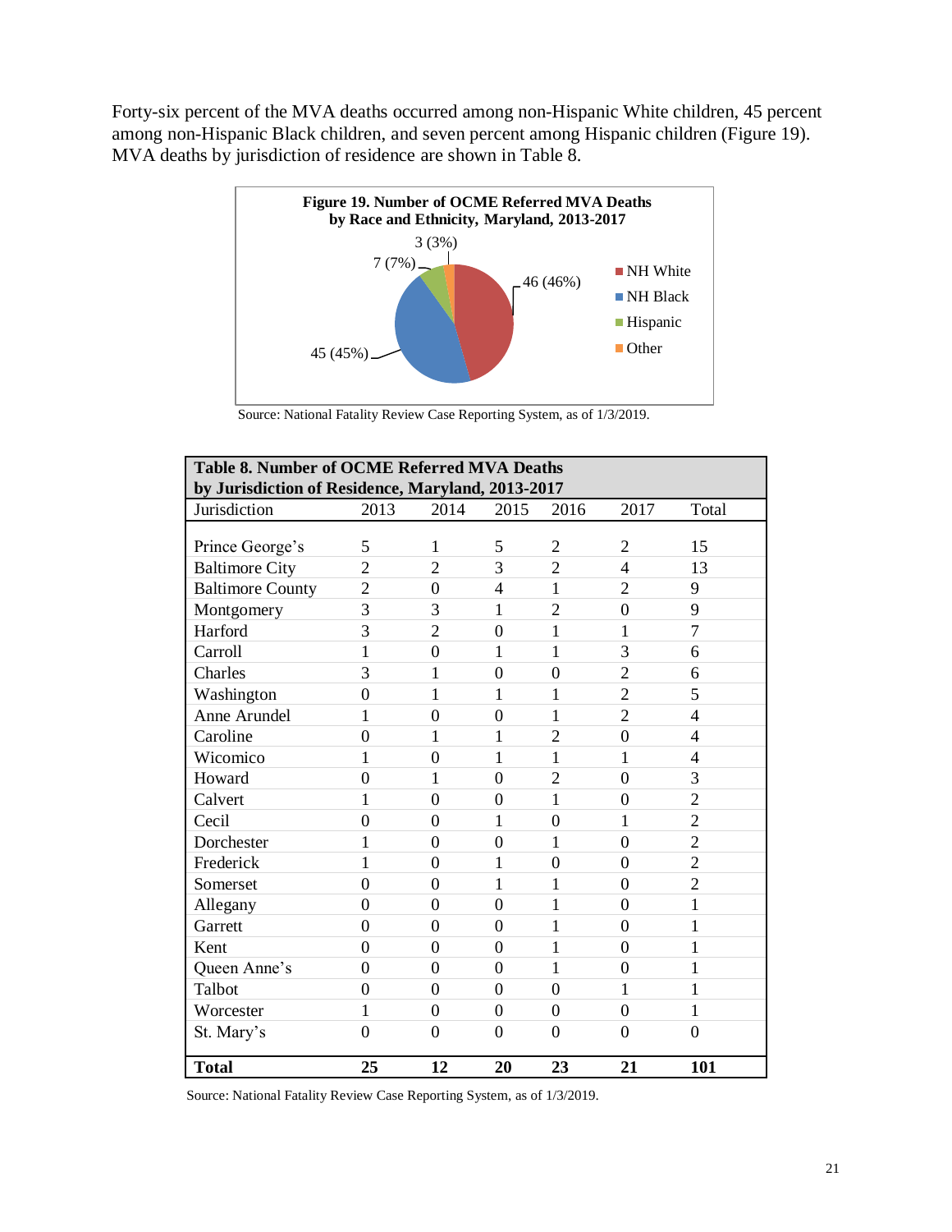Forty-six percent of the MVA deaths occurred among non-Hispanic White children, 45 percent among non-Hispanic Black children, and seven percent among Hispanic children (Figure 19). MVA deaths by jurisdiction of residence are shown in Table 8.

**Figure 19. Number of OCME Referred MVA Deaths by Race and Ethnicity, Maryland, 2013-2017**

| Race/Ethnicity | Number (%) |
|---|---|
| NH White | 46 (46%) |
| NH Black | 45 (45%) |
| Hispanic | 7 (7%) |
| Other | 3 (3%) |

Source: National Fatality Review Case Reporting System, as of 1/3/2019.

**Table 8. Number of OCME Referred MVA Deaths by Jurisdiction of Residence, Maryland, 2013-2017**

| Jurisdiction | 2013 | 2014 | 2015 | 2016 | 2017 | Total |
|---|---|---|---|---|---|---|
| Prince George's | 5 | 1 | 5 | 2 | 2 | 15 |
| Baltimore City | 2 | 2 | 3 | 2 | 4 | 13 |
| Baltimore County | 2 | 0 | 4 | 1 | 2 | 9 |
| Montgomery | 3 | 3 | 1 | 2 | 0 | 9 |
| Harford | 3 | 2 | 0 | 1 | 1 | 7 |
| Carroll | 1 | 0 | 1 | 1 | 3 | 6 |
| Charles | 3 | 1 | 0 | 0 | 2 | 6 |
| Washington | 0 | 1 | 1 | 1 | 2 | 5 |
| Anne Arundel | 1 | 0 | 0 | 1 | 2 | 4 |
| Caroline | 0 | 1 | 1 | 2 | 0 | 4 |
| Wicomico | 1 | 0 | 1 | 1 | 1 | 4 |
| Howard | 0 | 1 | 0 | 2 | 0 | 3 |
| Calvert | 1 | 0 | 0 | 1 | 0 | 2 |
| Cecil | 0 | 0 | 1 | 0 | 1 | 2 |
| Dorchester | 1 | 0 | 0 | 1 | 0 | 2 |
| Frederick | 1 | 0 | 1 | 0 | 0 | 2 |
| Somerset | 0 | 0 | 1 | 1 | 0 | 2 |
| Allegany | 0 | 0 | 0 | 1 | 0 | 1 |
| Garrett | 0 | 0 | 0 | 1 | 0 | 1 |
| Kent | 0 | 0 | 0 | 1 | 0 | 1 |
| Queen Anne's | 0 | 0 | 0 | 1 | 0 | 1 |
| Talbot | 0 | 0 | 0 | 0 | 1 | 1 |
| Worcester | 1 | 0 | 0 | 0 | 0 | 1 |
| St. Mary's | 0 | 0 | 0 | 0 | 0 | 0 |
| **Total** | **25** | **12** | **20** | **23** | **21** | **101** |

Source: National Fatality Review Case Reporting System, as of 1/3/2019.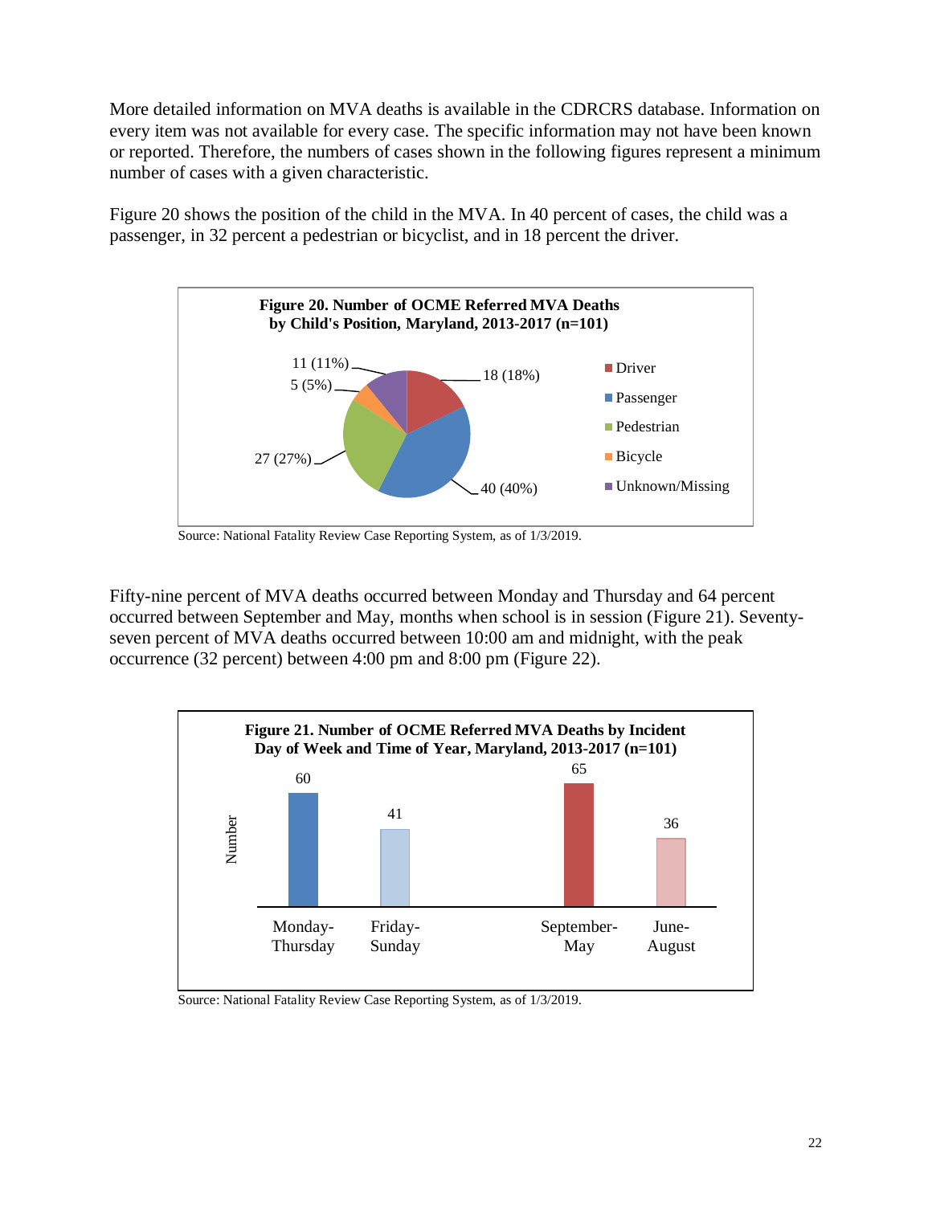More detailed information on MVA deaths is available in the CDRCRS database. Information on every item was not available for every case. The specific information may not have been known or reported. Therefore, the numbers of cases shown in the following figures represent a minimum number of cases with a given characteristic.

Figure 20 shows the position of the child in the MVA. In 40 percent of cases, the child was a passenger, in 32 percent a pedestrian or bicyclist, and in 18 percent the driver.

**Figure 20. Number of OCME Referred MVA Deaths by Child's Position, Maryland, 2013-2017 (n=101)**

| Position | Number (Percent) |
|---|---|
| Driver | 18 (18%) |
| Passenger | 40 (40%) |
| Pedestrian | 27 (27%) |
| Bicycle | 5 (5%) |
| Unknown/Missing | 11 (11%) |

Source: National Fatality Review Case Reporting System, as of 1/3/2019.

Fifty-nine percent of MVA deaths occurred between Monday and Thursday and 64 percent occurred between September and May, months when school is in session (Figure 21). Seventy-seven percent of MVA deaths occurred between 10:00 am and midnight, with the peak occurrence (32 percent) between 4:00 pm and 8:00 pm (Figure 22).

**Figure 21. Number of OCME Referred MVA Deaths by Incident Day of Week and Time of Year, Maryland, 2013-2017 (n=101)**

| Category | Number |
|---|---|
| Monday-Thursday | 60 |
| Friday-Sunday | 41 |
| September-May | 65 |
| June-August | 36 |

Source: National Fatality Review Case Reporting System, as of 1/3/2019.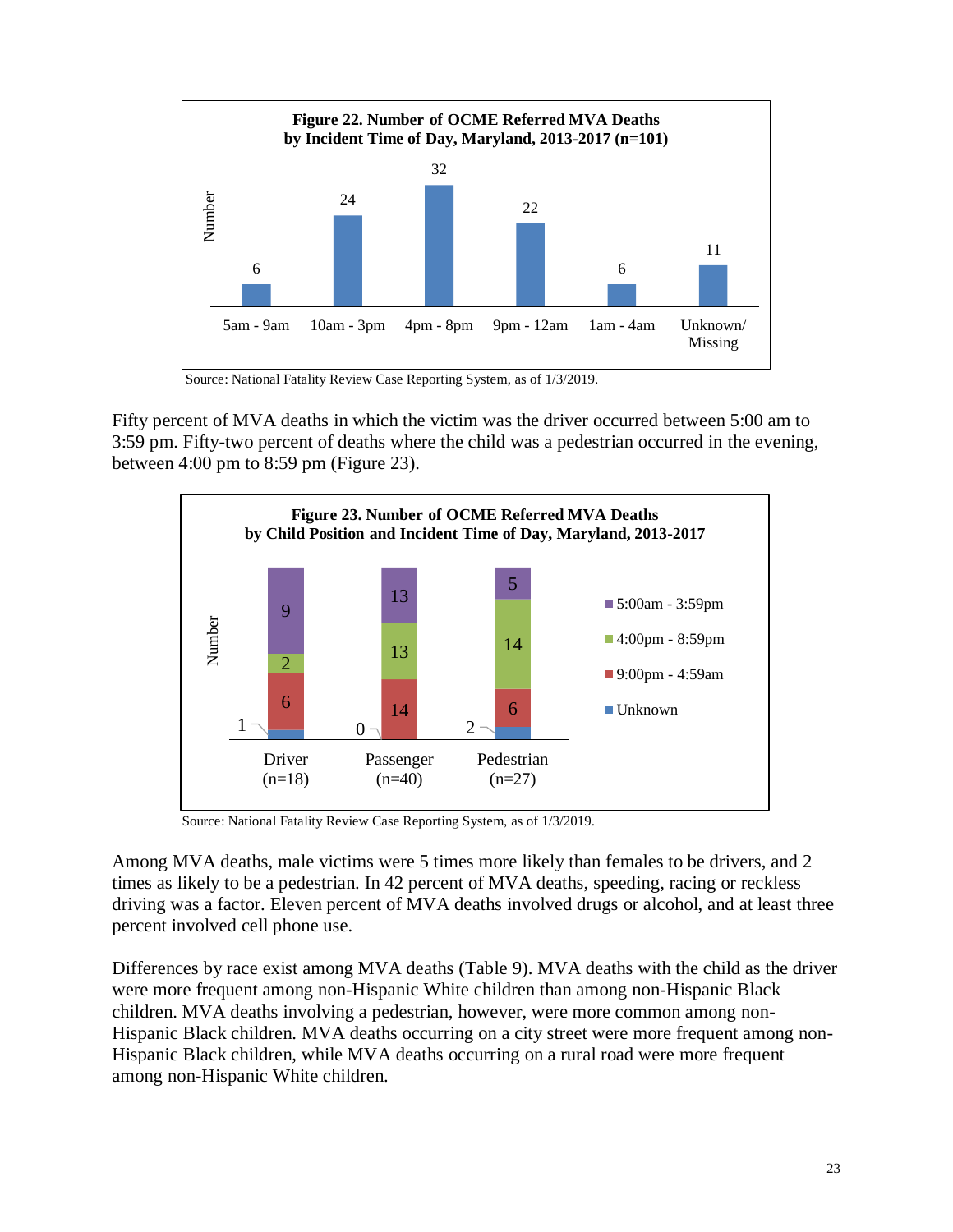**Figure 22. Number of OCME Referred MVA Deaths by Incident Time of Day, Maryland, 2013-2017 (n=101)**

| Time of Day | Number |
|---|---|
| 5am - 9am | 6 |
| 10am - 3pm | 24 |
| 4pm - 8pm | 32 |
| 9pm - 12am | 22 |
| 1am - 4am | 6 |
| Unknown/ Missing | 11 |

Source: National Fatality Review Case Reporting System, as of 1/3/2019.

Fifty percent of MVA deaths in which the victim was the driver occurred between 5:00 am to 3:59 pm. Fifty-two percent of deaths where the child was a pedestrian occurred in the evening, between 4:00 pm to 8:59 pm (Figure 23).

**Figure 23. Number of OCME Referred MVA Deaths by Child Position and Incident Time of Day, Maryland, 2013-2017**

| Time of Day | Driver (n=18) | Passenger (n=40) | Pedestrian (n=27) |
|---|---|---|---|
| 5:00am - 3:59pm | 9 | 13 | 5 |
| 4:00pm - 8:59pm | 2 | 13 | 14 |
| 9:00pm - 4:59am | 6 | 14 | 6 |
| Unknown | 1 | 0 | 2 |

Source: National Fatality Review Case Reporting System, as of 1/3/2019.

Among MVA deaths, male victims were 5 times more likely than females to be drivers, and 2 times as likely to be a pedestrian. In 42 percent of MVA deaths, speeding, racing or reckless driving was a factor. Eleven percent of MVA deaths involved drugs or alcohol, and at least three percent involved cell phone use.

Differences by race exist among MVA deaths (Table 9). MVA deaths with the child as the driver were more frequent among non-Hispanic White children than among non-Hispanic Black children. MVA deaths involving a pedestrian, however, were more common among non-Hispanic Black children. MVA deaths occurring on a city street were more frequent among non-Hispanic Black children, while MVA deaths occurring on a rural road were more frequent among non-Hispanic White children.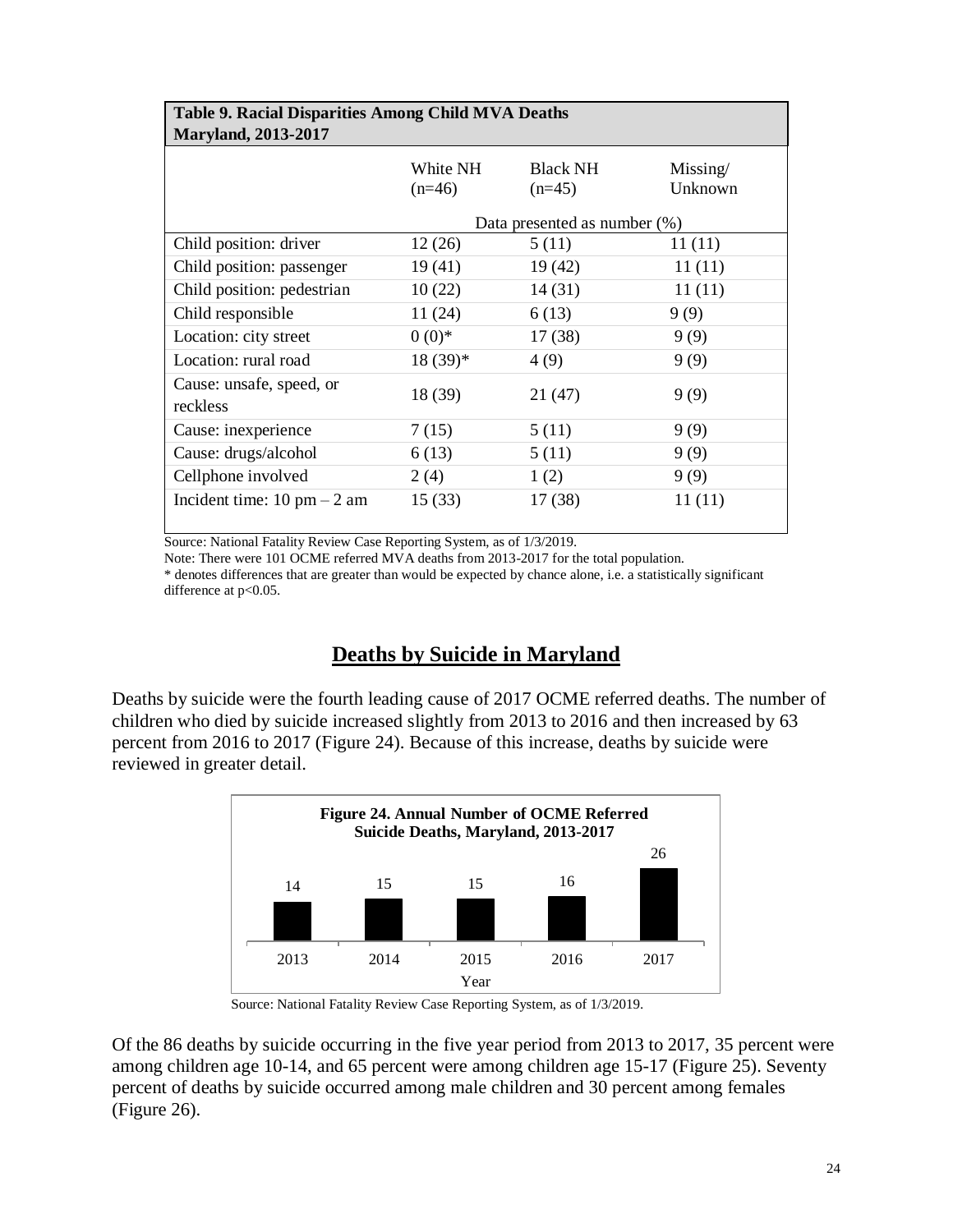**Table 9. Racial Disparities Among Child MVA Deaths Maryland, 2013-2017**

| | White NH (n=46) | Black NH (n=45) | Missing/ Unknown |
|---|---|---|---|
| | Data presented as number (%) | | |
| Child position: driver | 12 (26) | 5 (11) | 11 (11) |
| Child position: passenger | 19 (41) | 19 (42) | 11 (11) |
| Child position: pedestrian | 10 (22) | 14 (31) | 11 (11) |
| Child responsible | 11 (24) | 6 (13) | 9 (9) |
| Location: city street | 0 (0)* | 17 (38) | 9 (9) |
| Location: rural road | 18 (39)* | 4 (9) | 9 (9) |
| Cause: unsafe, speed, or reckless | 18 (39) | 21 (47) | 9 (9) |
| Cause: inexperience | 7 (15) | 5 (11) | 9 (9) |
| Cause: drugs/alcohol | 6 (13) | 5 (11) | 9 (9) |
| Cellphone involved | 2 (4) | 1 (2) | 9 (9) |
| Incident time: 10 pm – 2 am | 15 (33) | 17 (38) | 11 (11) |

Source: National Fatality Review Case Reporting System, as of 1/3/2019.
Note: There were 101 OCME referred MVA deaths from 2013-2017 for the total population.
* denotes differences that are greater than would be expected by chance alone, i.e. a statistically significant difference at $p<0.05$.

## Deaths by Suicide in Maryland

Deaths by suicide were the fourth leading cause of 2017 OCME referred deaths. The number of children who died by suicide increased slightly from 2013 to 2016 and then increased by 63 percent from 2016 to 2017 (Figure 24). Because of this increase, deaths by suicide were reviewed in greater detail.

**Figure 24. Annual Number of OCME Referred Suicide Deaths, Maryland, 2013-2017**

| Year | 2013 | 2014 | 2015 | 2016 | 2017 |
|---|---|---|---|---|---|
| Deaths | 14 | 15 | 15 | 16 | 26 |

Source: National Fatality Review Case Reporting System, as of 1/3/2019.

Of the 86 deaths by suicide occurring in the five year period from 2013 to 2017, 35 percent were among children age 10-14, and 65 percent were among children age 15-17 (Figure 25). Seventy percent of deaths by suicide occurred among male children and 30 percent among females (Figure 26).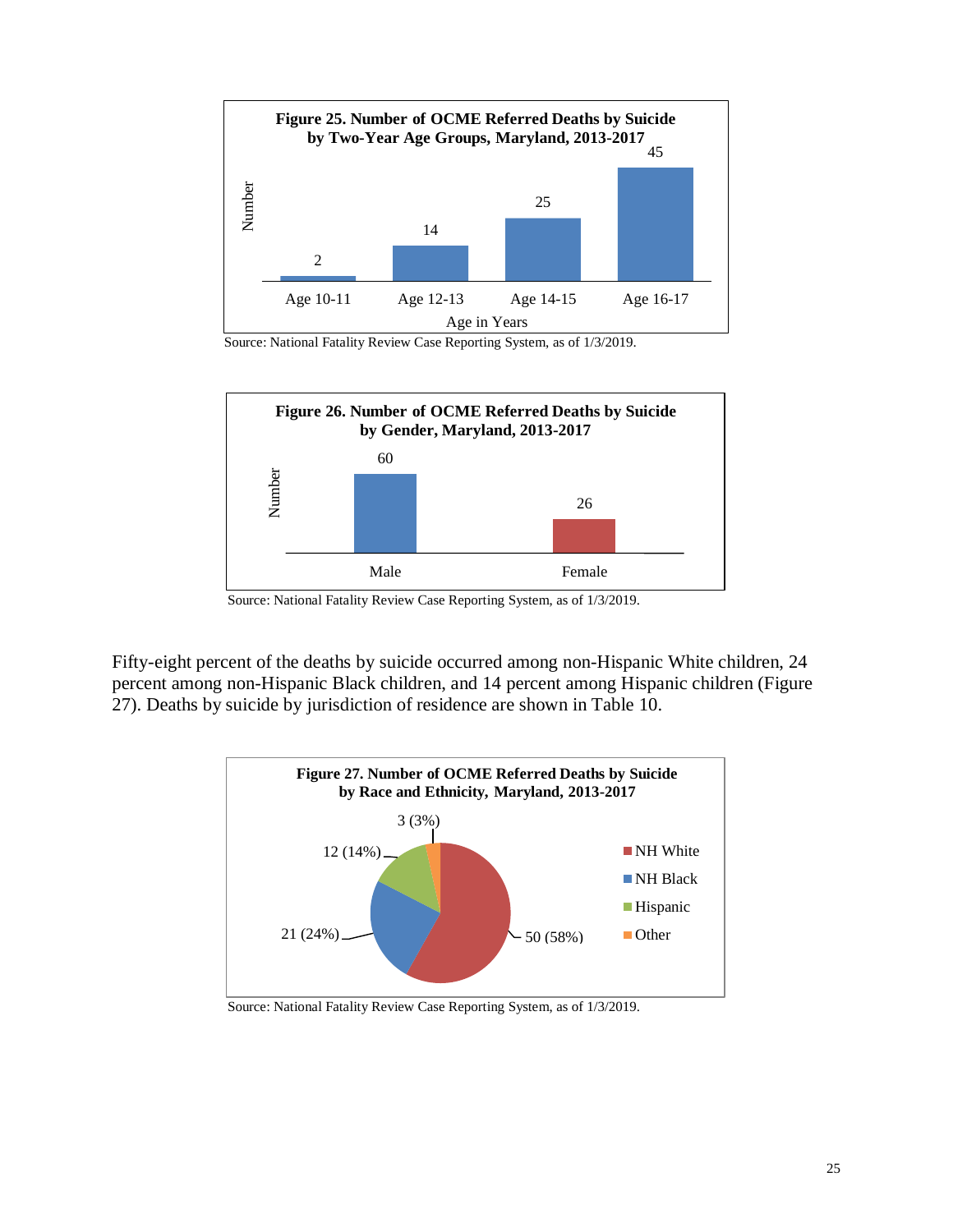**Figure 25. Number of OCME Referred Deaths by Suicide by Two-Year Age Groups, Maryland, 2013-2017**

| Age in Years | Number |
|---|---|
| Age 10-11 | 2 |
| Age 12-13 | 14 |
| Age 14-15 | 25 |
| Age 16-17 | 45 |

Source: National Fatality Review Case Reporting System, as of 1/3/2019.

**Figure 26. Number of OCME Referred Deaths by Suicide by Gender, Maryland, 2013-2017**

| Gender | Number |
|---|---|
| Male | 60 |
| Female | 26 |

Source: National Fatality Review Case Reporting System, as of 1/3/2019.

Fifty-eight percent of the deaths by suicide occurred among non-Hispanic White children, 24 percent among non-Hispanic Black children, and 14 percent among Hispanic children (Figure 27). Deaths by suicide by jurisdiction of residence are shown in Table 10.

**Figure 27. Number of OCME Referred Deaths by Suicide by Race and Ethnicity, Maryland, 2013-2017**

| Race and Ethnicity | Number (%) |
|---|---|
| NH White | 50 (58%) |
| NH Black | 21 (24%) |
| Hispanic | 12 (14%) |
| Other | 3 (3%) |

Source: National Fatality Review Case Reporting System, as of 1/3/2019.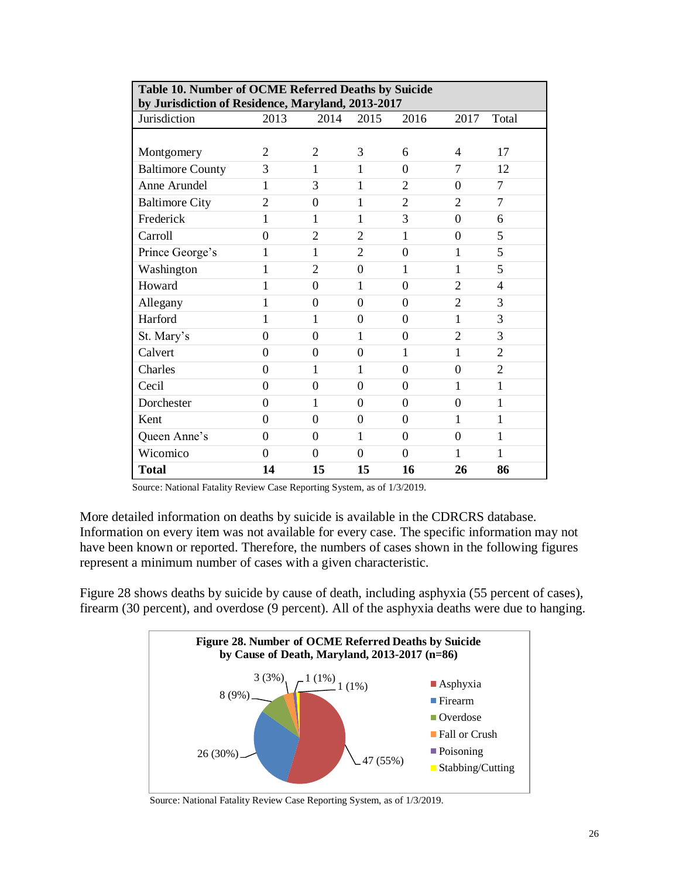**Table 10. Number of OCME Referred Deaths by Suicide by Jurisdiction of Residence, Maryland, 2013-2017**

| Jurisdiction | 2013 | 2014 | 2015 | 2016 | 2017 | Total |
|---|---|---|---|---|---|---|
| Montgomery | 2 | 2 | 3 | 6 | 4 | 17 |
| Baltimore County | 3 | 1 | 1 | 0 | 7 | 12 |
| Anne Arundel | 1 | 3 | 1 | 2 | 0 | 7 |
| Baltimore City | 2 | 0 | 1 | 2 | 2 | 7 |
| Frederick | 1 | 1 | 1 | 3 | 0 | 6 |
| Carroll | 0 | 2 | 2 | 1 | 0 | 5 |
| Prince George’s | 1 | 1 | 2 | 0 | 1 | 5 |
| Washington | 1 | 2 | 0 | 1 | 1 | 5 |
| Howard | 1 | 0 | 1 | 0 | 2 | 4 |
| Allegany | 1 | 0 | 0 | 0 | 2 | 3 |
| Harford | 1 | 1 | 0 | 0 | 1 | 3 |
| St. Mary’s | 0 | 0 | 1 | 0 | 2 | 3 |
| Calvert | 0 | 0 | 0 | 1 | 1 | 2 |
| Charles | 0 | 1 | 1 | 0 | 0 | 2 |
| Cecil | 0 | 0 | 0 | 0 | 1 | 1 |
| Dorchester | 0 | 1 | 0 | 0 | 0 | 1 |
| Kent | 0 | 0 | 0 | 0 | 1 | 1 |
| Queen Anne’s | 0 | 0 | 1 | 0 | 0 | 1 |
| Wicomico | 0 | 0 | 0 | 0 | 1 | 1 |
| **Total** | **14** | **15** | **15** | **16** | **26** | **86** |

Source: National Fatality Review Case Reporting System, as of 1/3/2019.

More detailed information on deaths by suicide is available in the CDRCRS database. Information on every item was not available for every case. The specific information may not have been known or reported. Therefore, the numbers of cases shown in the following figures represent a minimum number of cases with a given characteristic.

Figure 28 shows deaths by suicide by cause of death, including asphyxia (55 percent of cases), firearm (30 percent), and overdose (9 percent). All of the asphyxia deaths were due to hanging.

**Figure 28. Number of OCME Referred Deaths by Suicide by Cause of Death, Maryland, 2013-2017 (n=86)**

| Cause of Death | Number (Percent) |
|---|---|
| Asphyxia | 47 (55%) |
| Firearm | 26 (30%) |
| Overdose | 8 (9%) |
| Fall or Crush | 3 (3%) |
| Poisoning | 1 (1%) |
| Stabbing/Cutting | 1 (1%) |

Source: National Fatality Review Case Reporting System, as of 1/3/2019.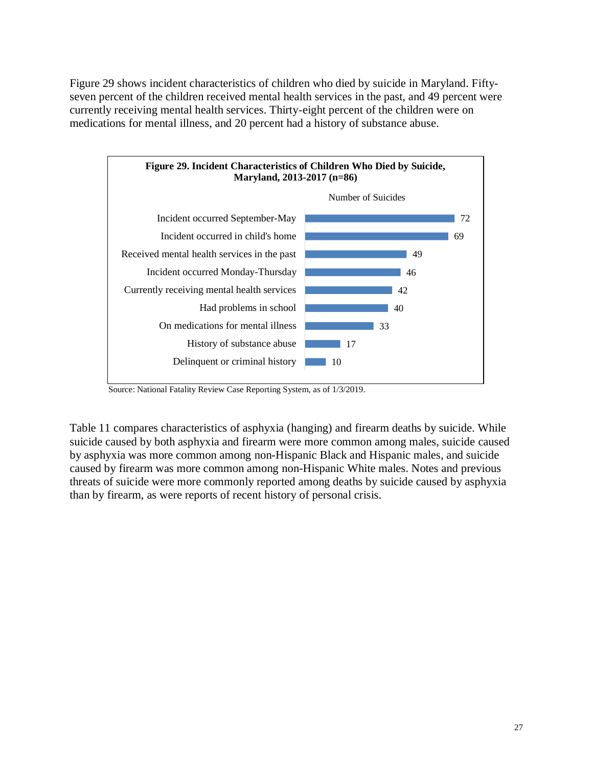Figure 29 shows incident characteristics of children who died by suicide in Maryland. Fifty-seven percent of the children received mental health services in the past, and 49 percent were currently receiving mental health services. Thirty-eight percent of the children were on medications for mental illness, and 20 percent had a history of substance abuse.

**Figure 29. Incident Characteristics of Children Who Died by Suicide, Maryland, 2013-2017 (n=86)**

| Characteristic | Number of Suicides |
|---|---|
| Incident occurred September-May | 72 |
| Incident occurred in child's home | 69 |
| Received mental health services in the past | 49 |
| Incident occurred Monday-Thursday | 46 |
| Currently receiving mental health services | 42 |
| Had problems in school | 40 |
| On medications for mental illness | 33 |
| History of substance abuse | 17 |
| Delinquent or criminal history | 10 |

Source: National Fatality Review Case Reporting System, as of 1/3/2019.

Table 11 compares characteristics of asphyxia (hanging) and firearm deaths by suicide. While suicide caused by both asphyxia and firearm were more common among males, suicide caused by asphyxia was more common among non-Hispanic Black and Hispanic males, and suicide caused by firearm was more common among non-Hispanic White males. Notes and previous threats of suicide were more commonly reported among deaths by suicide caused by asphyxia than by firearm, as were reports of recent history of personal crisis.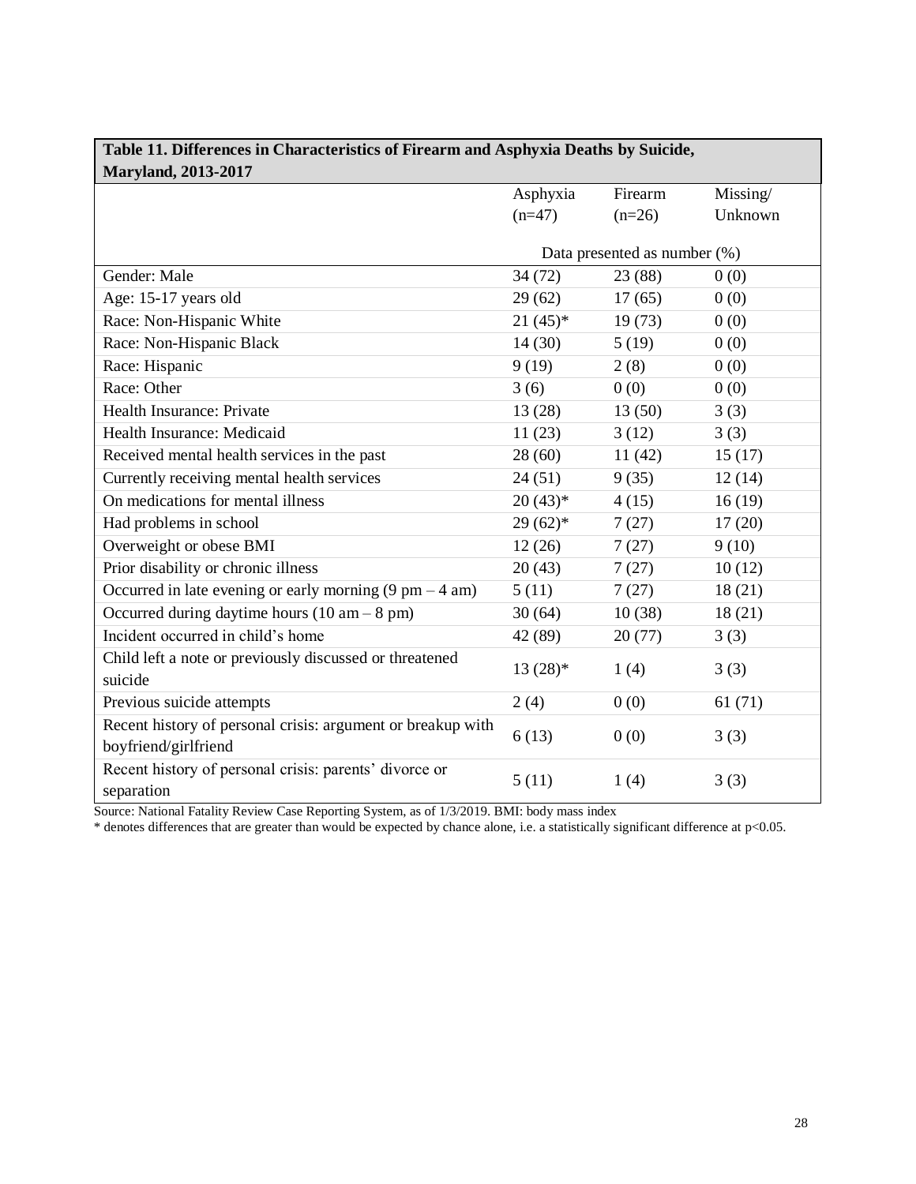**Table 11. Differences in Characteristics of Firearm and Asphyxia Deaths by Suicide, Maryland, 2013-2017**

| | Asphyxia (n=47) | Firearm (n=26) | Missing/ Unknown |
|---|---|---|---|
| | Data presented as number (%) | | |
| Gender: Male | 34 (72) | 23 (88) | 0 (0) |
| Age: 15-17 years old | 29 (62) | 17 (65) | 0 (0) |
| Race: Non-Hispanic White | 21 (45)* | 19 (73) | 0 (0) |
| Race: Non-Hispanic Black | 14 (30) | 5 (19) | 0 (0) |
| Race: Hispanic | 9 (19) | 2 (8) | 0 (0) |
| Race: Other | 3 (6) | 0 (0) | 0 (0) |
| Health Insurance: Private | 13 (28) | 13 (50) | 3 (3) |
| Health Insurance: Medicaid | 11 (23) | 3 (12) | 3 (3) |
| Received mental health services in the past | 28 (60) | 11 (42) | 15 (17) |
| Currently receiving mental health services | 24 (51) | 9 (35) | 12 (14) |
| On medications for mental illness | 20 (43)* | 4 (15) | 16 (19) |
| Had problems in school | 29 (62)* | 7 (27) | 17 (20) |
| Overweight or obese BMI | 12 (26) | 7 (27) | 9 (10) |
| Prior disability or chronic illness | 20 (43) | 7 (27) | 10 (12) |
| Occurred in late evening or early morning (9 pm – 4 am) | 5 (11) | 7 (27) | 18 (21) |
| Occurred during daytime hours (10 am – 8 pm) | 30 (64) | 10 (38) | 18 (21) |
| Incident occurred in child's home | 42 (89) | 20 (77) | 3 (3) |
| Child left a note or previously discussed or threatened suicide | 13 (28)* | 1 (4) | 3 (3) |
| Previous suicide attempts | 2 (4) | 0 (0) | 61 (71) |
| Recent history of personal crisis: argument or breakup with boyfriend/girlfriend | 6 (13) | 0 (0) | 3 (3) |
| Recent history of personal crisis: parents' divorce or separation | 5 (11) | 1 (4) | 3 (3) |

Source: National Fatality Review Case Reporting System, as of 1/3/2019. BMI: body mass index

* denotes differences that are greater than would be expected by chance alone, i.e. a statistically significant difference at $p<0.05$.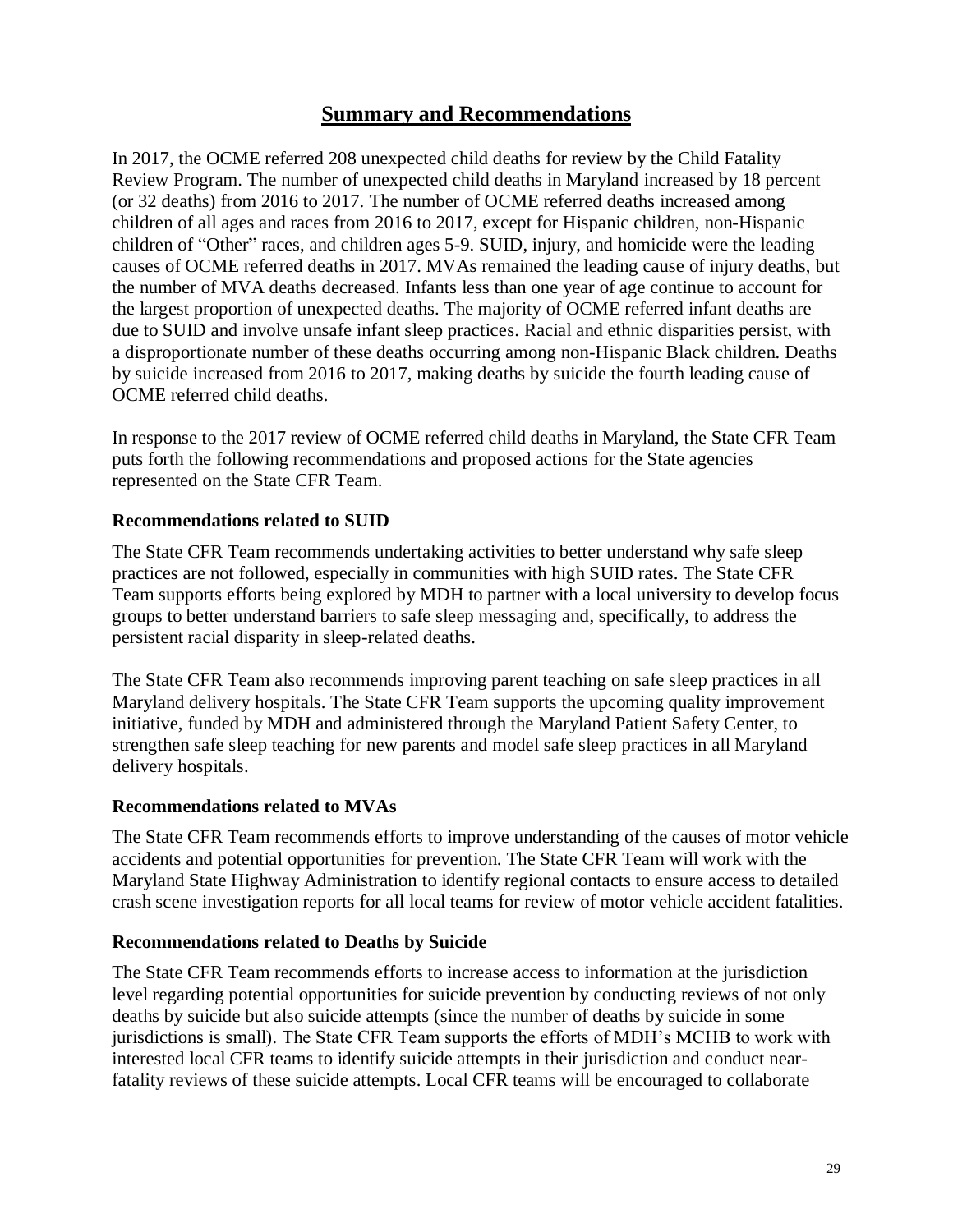## Summary and Recommendations

In 2017, the OCME referred 208 unexpected child deaths for review by the Child Fatality Review Program. The number of unexpected child deaths in Maryland increased by 18 percent (or 32 deaths) from 2016 to 2017. The number of OCME referred deaths increased among children of all ages and races from 2016 to 2017, except for Hispanic children, non-Hispanic children of "Other" races, and children ages 5-9. SUID, injury, and homicide were the leading causes of OCME referred deaths in 2017. MVAs remained the leading cause of injury deaths, but the number of MVA deaths decreased. Infants less than one year of age continue to account for the largest proportion of unexpected deaths. The majority of OCME referred infant deaths are due to SUID and involve unsafe infant sleep practices. Racial and ethnic disparities persist, with a disproportionate number of these deaths occurring among non-Hispanic Black children. Deaths by suicide increased from 2016 to 2017, making deaths by suicide the fourth leading cause of OCME referred child deaths.

In response to the 2017 review of OCME referred child deaths in Maryland, the State CFR Team puts forth the following recommendations and proposed actions for the State agencies represented on the State CFR Team.

### Recommendations related to SUID

The State CFR Team recommends undertaking activities to better understand why safe sleep practices are not followed, especially in communities with high SUID rates. The State CFR Team supports efforts being explored by MDH to partner with a local university to develop focus groups to better understand barriers to safe sleep messaging and, specifically, to address the persistent racial disparity in sleep-related deaths.

The State CFR Team also recommends improving parent teaching on safe sleep practices in all Maryland delivery hospitals. The State CFR Team supports the upcoming quality improvement initiative, funded by MDH and administered through the Maryland Patient Safety Center, to strengthen safe sleep teaching for new parents and model safe sleep practices in all Maryland delivery hospitals.

### Recommendations related to MVAs

The State CFR Team recommends efforts to improve understanding of the causes of motor vehicle accidents and potential opportunities for prevention. The State CFR Team will work with the Maryland State Highway Administration to identify regional contacts to ensure access to detailed crash scene investigation reports for all local teams for review of motor vehicle accident fatalities.

### Recommendations related to Deaths by Suicide

The State CFR Team recommends efforts to increase access to information at the jurisdiction level regarding potential opportunities for suicide prevention by conducting reviews of not only deaths by suicide but also suicide attempts (since the number of deaths by suicide in some jurisdictions is small). The State CFR Team supports the efforts of MDH's MCHB to work with interested local CFR teams to identify suicide attempts in their jurisdiction and conduct near-fatality reviews of these suicide attempts. Local CFR teams will be encouraged to collaborate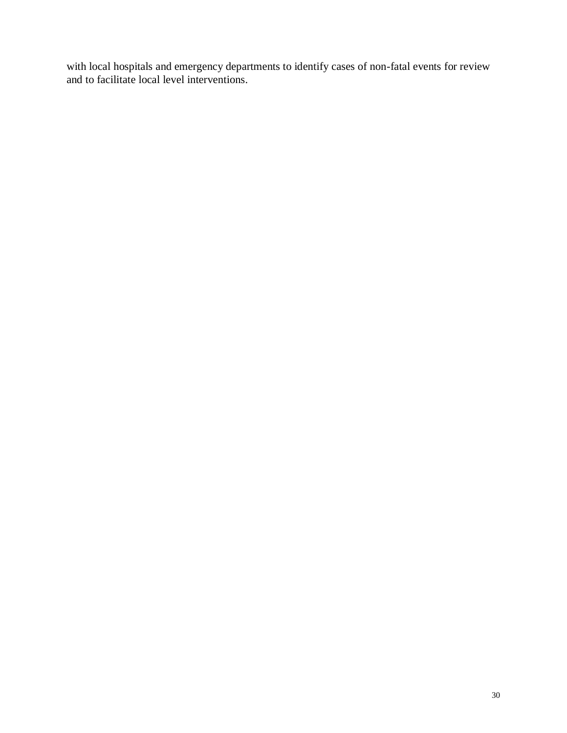with local hospitals and emergency departments to identify cases of non-fatal events for review and to facilitate local level interventions.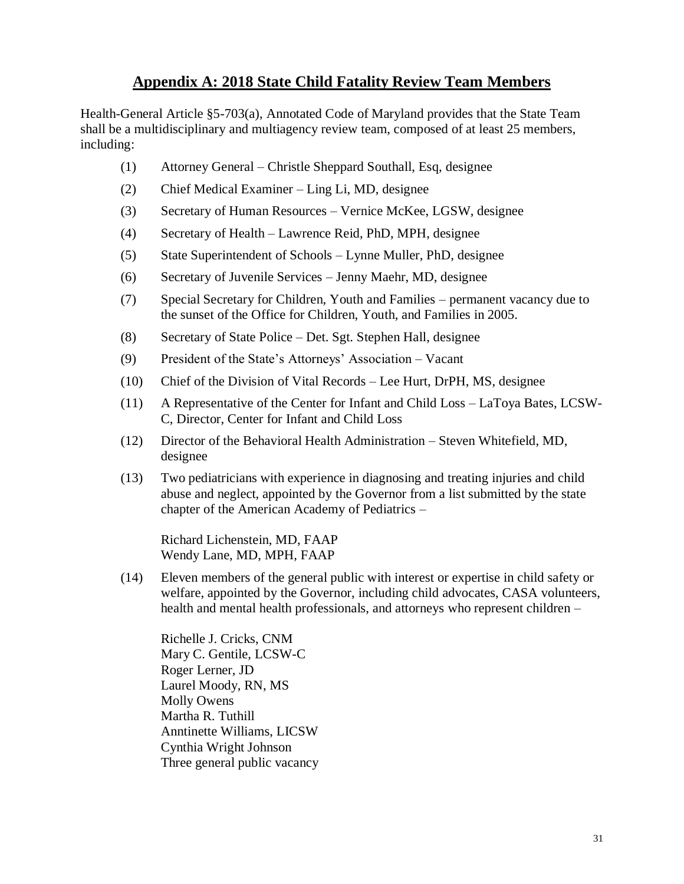## Appendix A: 2018 State Child Fatality Review Team Members

Health-General Article §5-703(a), Annotated Code of Maryland provides that the State Team shall be a multidisciplinary and multiagency review team, composed of at least 25 members, including:

(1) Attorney General – Christle Sheppard Southall, Esq, designee

(2) Chief Medical Examiner – Ling Li, MD, designee

(3) Secretary of Human Resources – Vernice McKee, LGSW, designee

(4) Secretary of Health – Lawrence Reid, PhD, MPH, designee

(5) State Superintendent of Schools – Lynne Muller, PhD, designee

(6) Secretary of Juvenile Services – Jenny Maehr, MD, designee

(7) Special Secretary for Children, Youth and Families – permanent vacancy due to the sunset of the Office for Children, Youth, and Families in 2005.

(8) Secretary of State Police – Det. Sgt. Stephen Hall, designee

(9) President of the State's Attorneys' Association – Vacant

(10) Chief of the Division of Vital Records – Lee Hurt, DrPH, MS, designee

(11) A Representative of the Center for Infant and Child Loss – LaToya Bates, LCSW-C, Director, Center for Infant and Child Loss

(12) Director of the Behavioral Health Administration – Steven Whitefield, MD, designee

(13) Two pediatricians with experience in diagnosing and treating injuries and child abuse and neglect, appointed by the Governor from a list submitted by the state chapter of the American Academy of Pediatrics –

Richard Lichenstein, MD, FAAP
Wendy Lane, MD, MPH, FAAP

(14) Eleven members of the general public with interest or expertise in child safety or welfare, appointed by the Governor, including child advocates, CASA volunteers, health and mental health professionals, and attorneys who represent children –

Richelle J. Cricks, CNM
Mary C. Gentile, LCSW-C
Roger Lerner, JD
Laurel Moody, RN, MS
Molly Owens
Martha R. Tuthill
Anntinette Williams, LICSW
Cynthia Wright Johnson
Three general public vacancy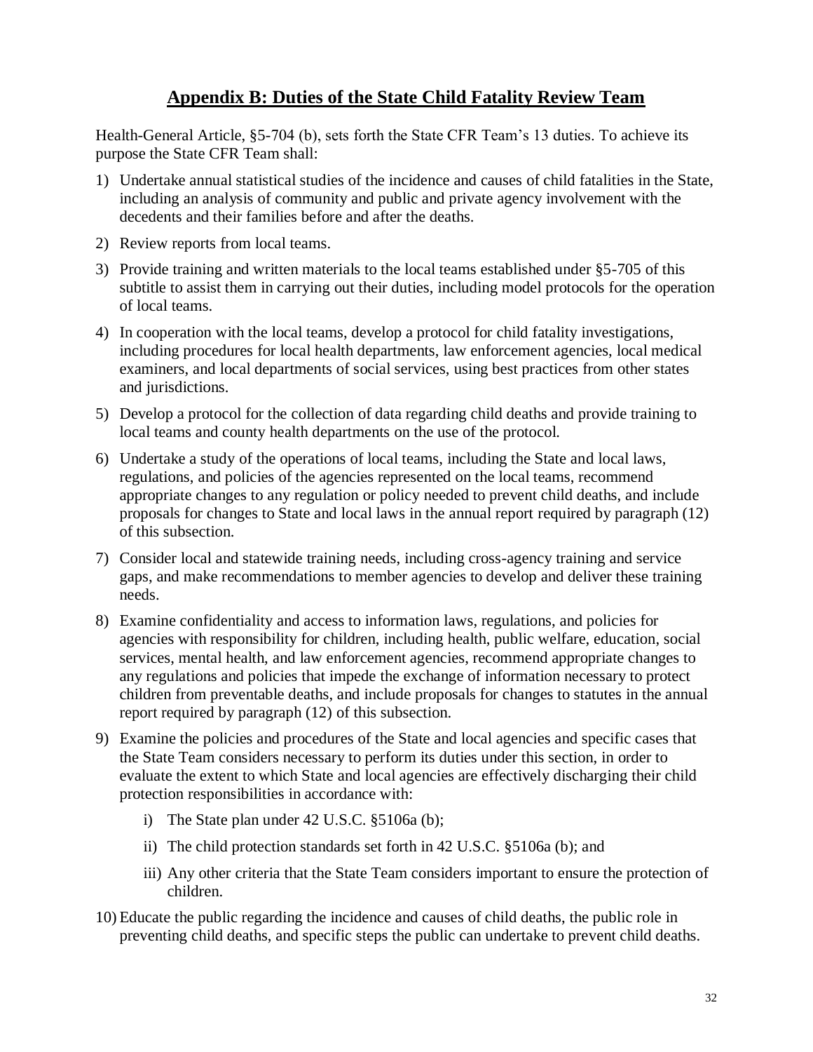## Appendix B: Duties of the State Child Fatality Review Team

Health-General Article, §5-704 (b), sets forth the State CFR Team's 13 duties. To achieve its purpose the State CFR Team shall:

1) Undertake annual statistical studies of the incidence and causes of child fatalities in the State, including an analysis of community and public and private agency involvement with the decedents and their families before and after the deaths.
2) Review reports from local teams.
3) Provide training and written materials to the local teams established under §5-705 of this subtitle to assist them in carrying out their duties, including model protocols for the operation of local teams.
4) In cooperation with the local teams, develop a protocol for child fatality investigations, including procedures for local health departments, law enforcement agencies, local medical examiners, and local departments of social services, using best practices from other states and jurisdictions.
5) Develop a protocol for the collection of data regarding child deaths and provide training to local teams and county health departments on the use of the protocol.
6) Undertake a study of the operations of local teams, including the State and local laws, regulations, and policies of the agencies represented on the local teams, recommend appropriate changes to any regulation or policy needed to prevent child deaths, and include proposals for changes to State and local laws in the annual report required by paragraph (12) of this subsection.
7) Consider local and statewide training needs, including cross-agency training and service gaps, and make recommendations to member agencies to develop and deliver these training needs.
8) Examine confidentiality and access to information laws, regulations, and policies for agencies with responsibility for children, including health, public welfare, education, social services, mental health, and law enforcement agencies, recommend appropriate changes to any regulations and policies that impede the exchange of information necessary to protect children from preventable deaths, and include proposals for changes to statutes in the annual report required by paragraph (12) of this subsection.
9) Examine the policies and procedures of the State and local agencies and specific cases that the State Team considers necessary to perform its duties under this section, in order to evaluate the extent to which State and local agencies are effectively discharging their child protection responsibilities in accordance with:
    i) The State plan under 42 U.S.C. §5106a (b);
    ii) The child protection standards set forth in 42 U.S.C. §5106a (b); and
    iii) Any other criteria that the State Team considers important to ensure the protection of children.
10) Educate the public regarding the incidence and causes of child deaths, the public role in preventing child deaths, and specific steps the public can undertake to prevent child deaths.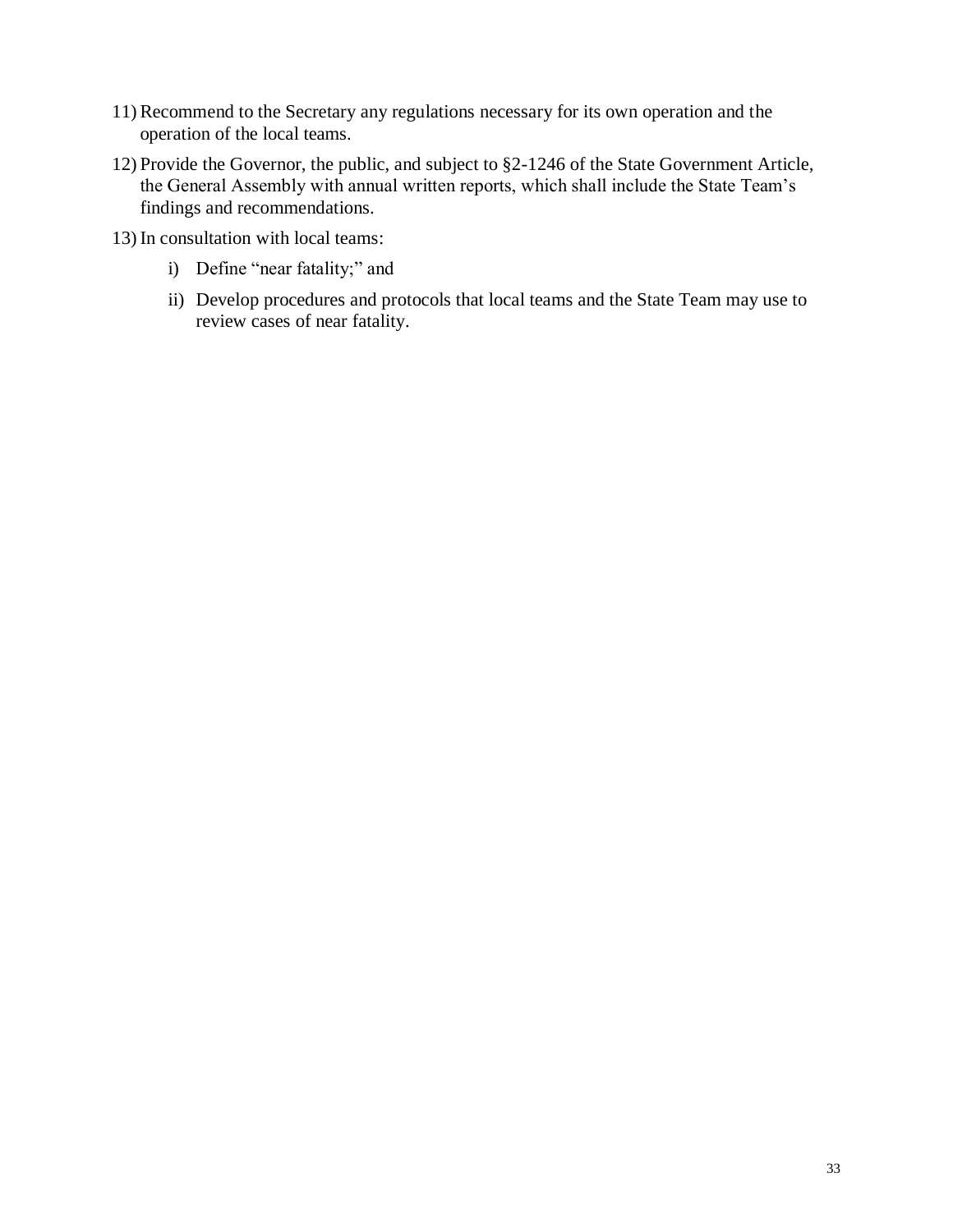11) Recommend to the Secretary any regulations necessary for its own operation and the operation of the local teams.

12) Provide the Governor, the public, and subject to §2-1246 of the State Government Article, the General Assembly with annual written reports, which shall include the State Team's findings and recommendations.

13) In consultation with local teams:

    i) Define "near fatality;" and

    ii) Develop procedures and protocols that local teams and the State Team may use to review cases of near fatality.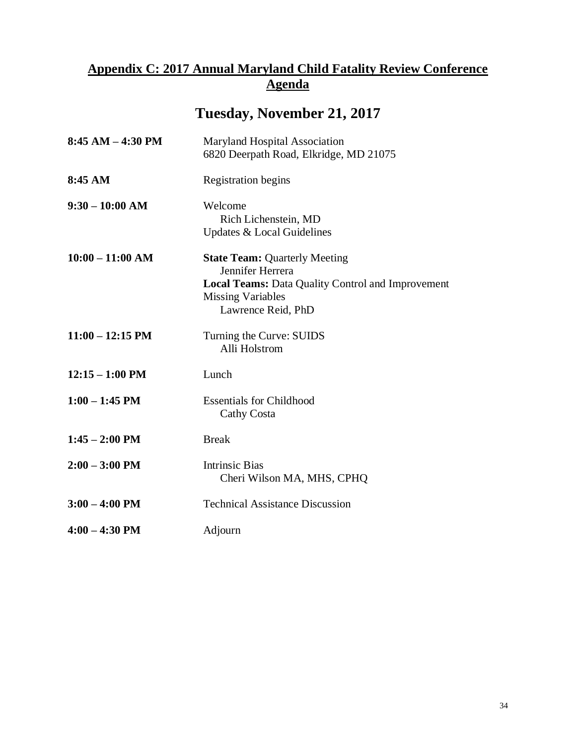## Appendix C: 2017 Annual Maryland Child Fatality Review Conference Agenda

# Tuesday, November 21, 2017

| | |
|---|---|
| **8:45 AM – 4:30 PM** | Maryland Hospital Association<br>6820 Deerpath Road, Elkridge, MD 21075 |
| **8:45 AM** | Registration begins |
| **9:30 – 10:00 AM** | Welcome<br>Rich Lichenstein, MD<br>Updates & Local Guidelines |
| **10:00 – 11:00 AM** | **State Team:** Quarterly Meeting<br>Jennifer Herrera<br>**Local Teams:** Data Quality Control and Improvement<br>Missing Variables<br>Lawrence Reid, PhD |
| **11:00 – 12:15 PM** | Turning the Curve: SUIDS<br>Alli Holstrom |
| **12:15 – 1:00 PM** | Lunch |
| **1:00 – 1:45 PM** | Essentials for Childhood<br>Cathy Costa |
| **1:45 – 2:00 PM** | Break |
| **2:00 – 3:00 PM** | Intrinsic Bias<br>Cheri Wilson MA, MHS, CPHQ |
| **3:00 – 4:00 PM** | Technical Assistance Discussion |
| **4:00 – 4:30 PM** | Adjourn |